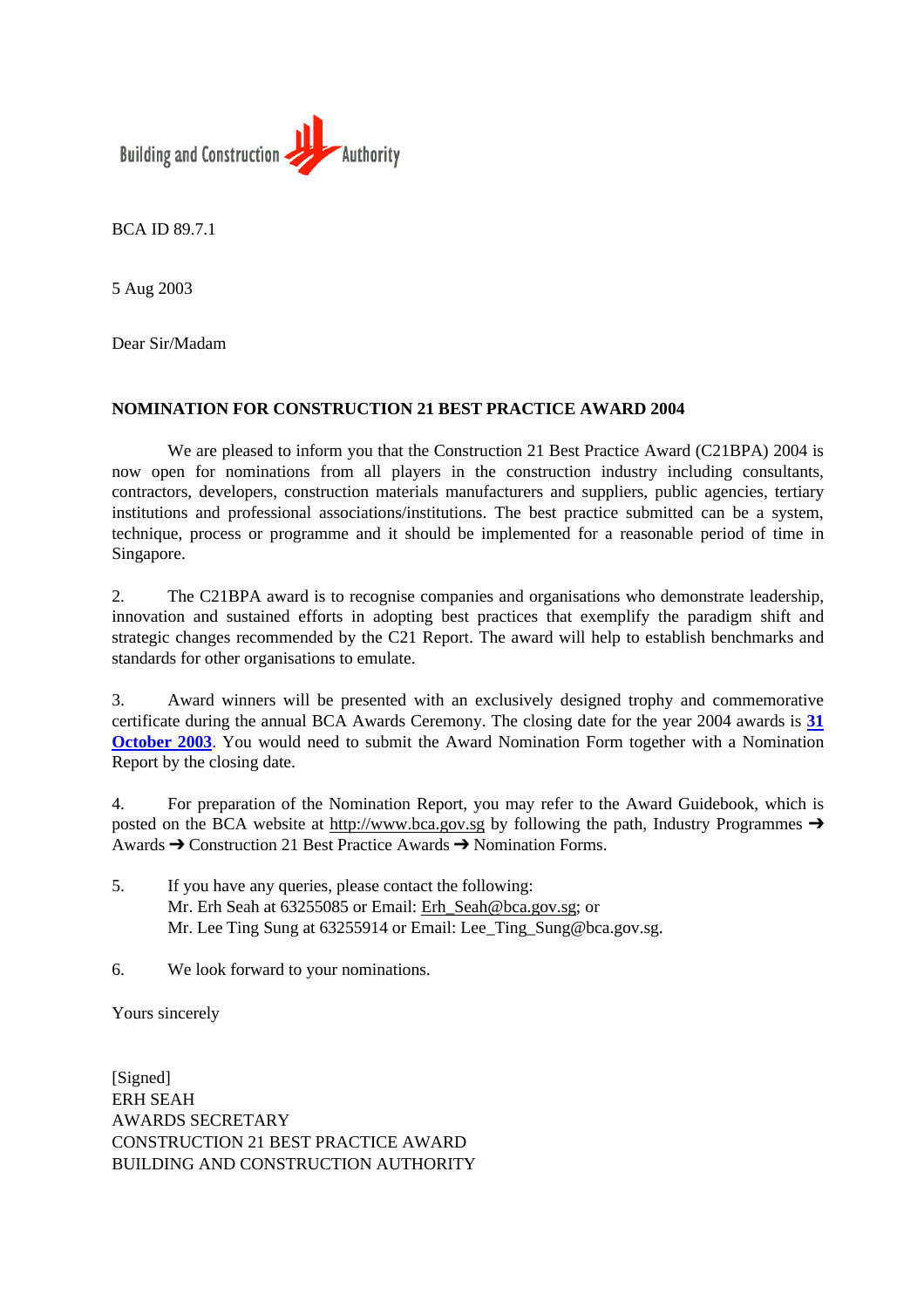Building and Construction Authority

BCA ID 89.7.1

5 Aug 2003

Dear Sir/Madam

**NOMINATION FOR CONSTRUCTION 21 BEST PRACTICE AWARD 2004**

We are pleased to inform you that the Construction 21 Best Practice Award (C21BPA) 2004 is now open for nominations from all players in the construction industry including consultants, contractors, developers, construction materials manufacturers and suppliers, public agencies, tertiary institutions and professional associations/institutions. The best practice submitted can be a system, technique, process or programme and it should be implemented for a reasonable period of time in Singapore.

2. The C21BPA award is to recognise companies and organisations who demonstrate leadership, innovation and sustained efforts in adopting best practices that exemplify the paradigm shift and strategic changes recommended by the C21 Report. The award will help to establish benchmarks and standards for other organisations to emulate.

3. Award winners will be presented with an exclusively designed trophy and commemorative certificate during the annual BCA Awards Ceremony. The closing date for the year 2004 awards is **31 October 2003**. You would need to submit the Award Nomination Form together with a Nomination Report by the closing date.

4. For preparation of the Nomination Report, you may refer to the Award Guidebook, which is posted on the BCA website at http://www.bca.gov.sg by following the path, Industry Programmes ➔ Awards ➔ Construction 21 Best Practice Awards ➔ Nomination Forms.

5. If you have any queries, please contact the following:
   Mr. Erh Seah at 63255085 or Email: Erh_Seah@bca.gov.sg; or
   Mr. Lee Ting Sung at 63255914 or Email: Lee_Ting_Sung@bca.gov.sg.

6. We look forward to your nominations.

Yours sincerely

[Signed]
ERH SEAH
AWARDS SECRETARY
CONSTRUCTION 21 BEST PRACTICE AWARD
BUILDING AND CONSTRUCTION AUTHORITY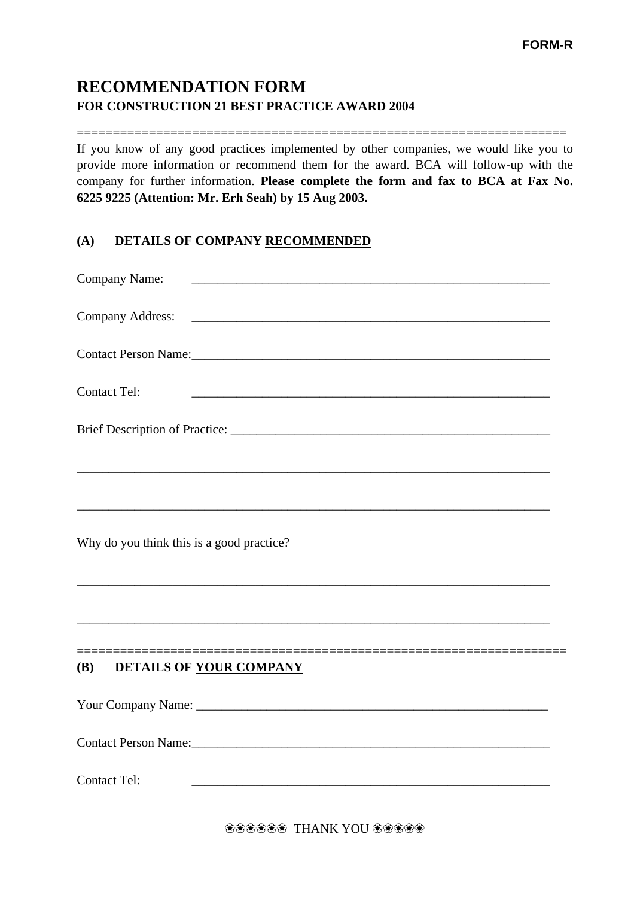FORM-R

# RECOMMENDATION FORM

**FOR CONSTRUCTION 21 BEST PRACTICE AWARD 2004**

If you know of any good practices implemented by other companies, we would like you to provide more information or recommend them for the award. BCA will follow-up with the company for further information. **Please complete the form and fax to BCA at Fax No. 6225 9225 (Attention: Mr. Erh Seah) by 15 Aug 2003.**

## (A) DETAILS OF COMPANY <u>RECOMMENDED</u>

Company Name: ____________________________________________________________

Company Address: ____________________________________________________________

Contact Person Name: ____________________________________________________________

Contact Tel: ____________________________________________________________

Brief Description of Practice: ______________________________________________________

____________________________________________________________________________

____________________________________________________________________________

Why do you think this is a good practice?

____________________________________________________________________________

____________________________________________________________________________

## (B) DETAILS OF <u>YOUR COMPANY</u>

Your Company Name: ____________________________________________________________

Contact Person Name: ____________________________________________________________

Contact Tel: ____________________________________________________________

❀❀❀❀❀❀ THANK YOU ❀❀❀❀❀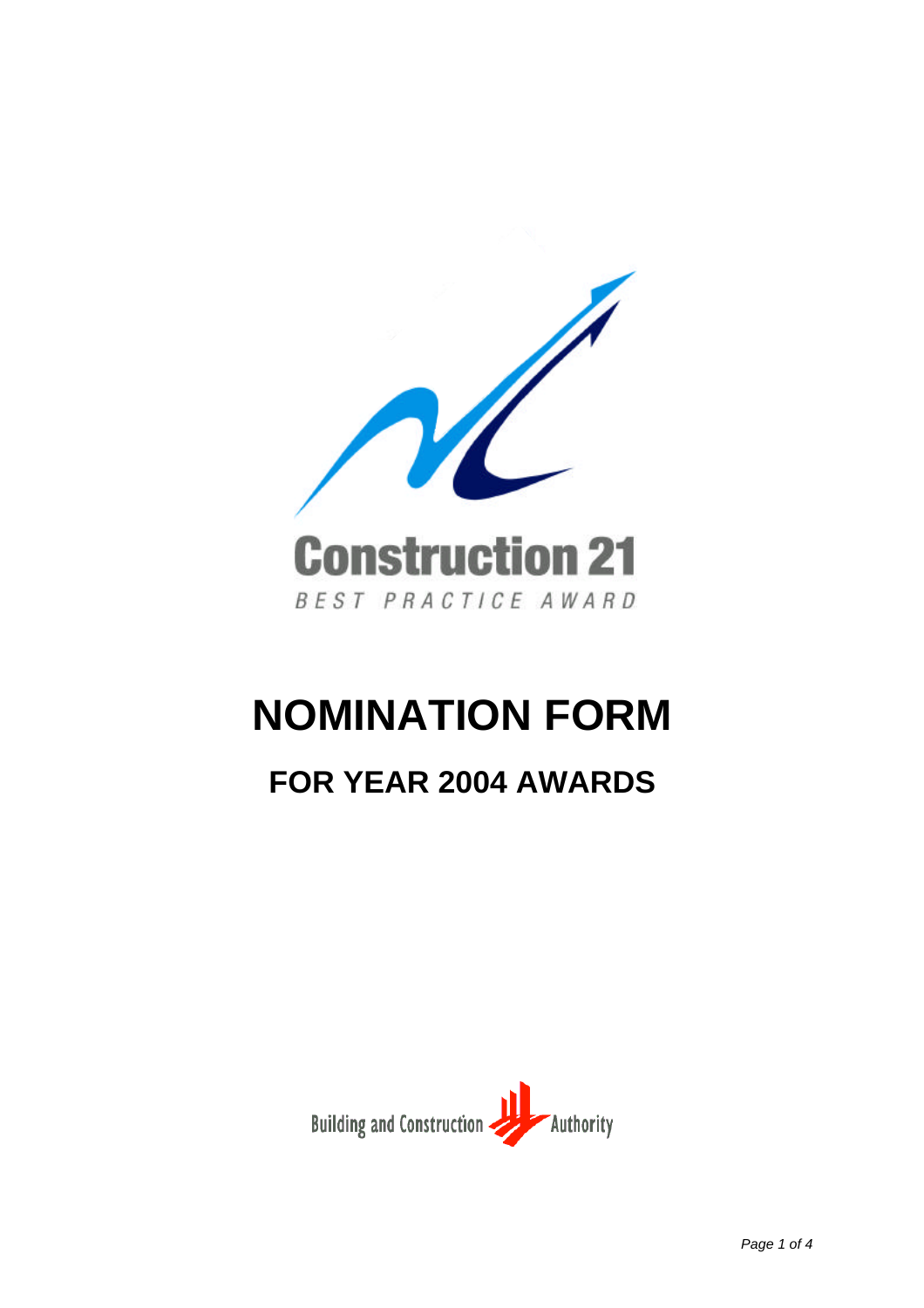Construction 21

BEST PRACTICE AWARD

# NOMINATION FORM

## FOR YEAR 2004 AWARDS

Building and Construction Authority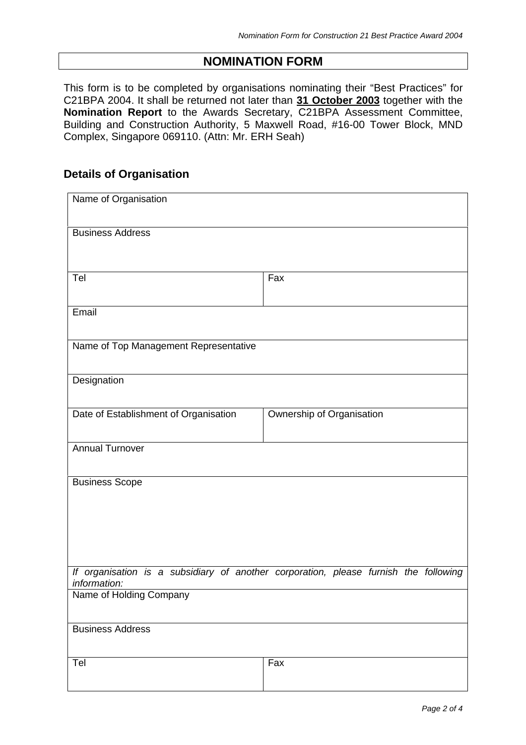## NOMINATION FORM

This form is to be completed by organisations nominating their "Best Practices" for C21BPA 2004. It shall be returned not later than **31 October 2003** together with the **Nomination Report** to the Awards Secretary, C21BPA Assessment Committee, Building and Construction Authority, 5 Maxwell Road, #16-00 Tower Block, MND Complex, Singapore 069110. (Attn: Mr. ERH Seah)

### Details of Organisation

| Name of Organisation | |
|---|---|
| Business Address | |
| Tel | Fax |
| Email | |
| Name of Top Management Representative | |
| Designation | |
| Date of Establishment of Organisation | Ownership of Organisation |
| Annual Turnover | |
| Business Scope | |
| *If organisation is a subsidiary of another corporation, please furnish the following information:* | |
| Name of Holding Company | |
| Business Address | |
| Tel | Fax |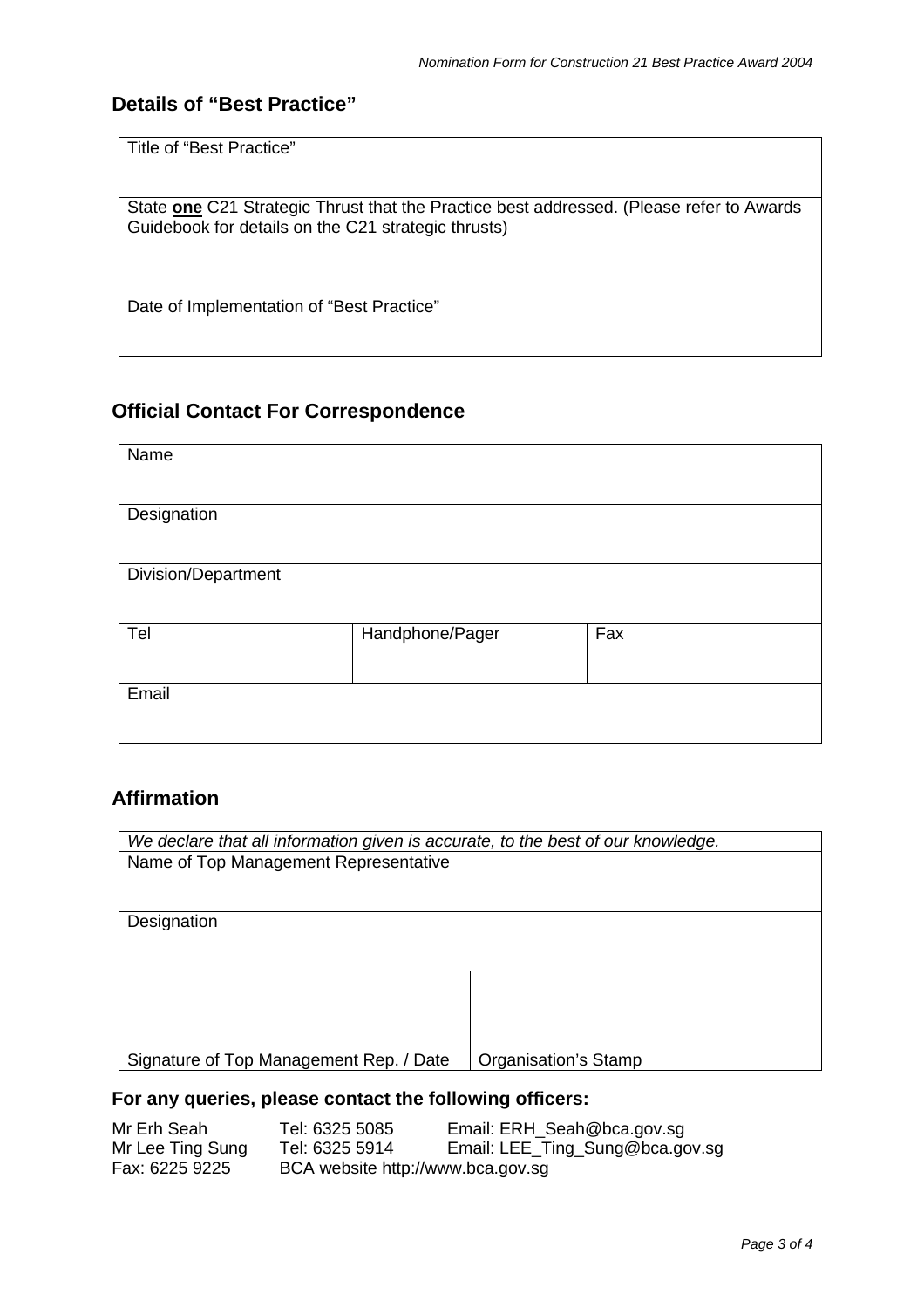## Details of "Best Practice"

| Title of "Best Practice" |
|---|
| State **<u>one</u>** C21 Strategic Thrust that the Practice best addressed. (Please refer to Awards Guidebook for details on the C21 strategic thrusts) |
| Date of Implementation of "Best Practice" |

## Official Contact For Correspondence

| Name | | |
|---|---|---|
| Designation | | |
| Division/Department | | |
| Tel | Handphone/Pager | Fax |
| Email | | |

## Affirmation

| *We declare that all information given is accurate, to the best of our knowledge.* | |
|---|---|
| Name of Top Management Representative | |
| Designation | |
| Signature of Top Management Rep. / Date | Organisation's Stamp |

### For any queries, please contact the following officers:

| | | |
|---|---|---|
| Mr Erh Seah | Tel: 6325 5085 | Email: ERH_Seah@bca.gov.sg |
| Mr Lee Ting Sung | Tel: 6325 5914 | Email: LEE_Ting_Sung@bca.gov.sg |
| Fax: 6225 9225 | BCA website http://www.bca.gov.sg | |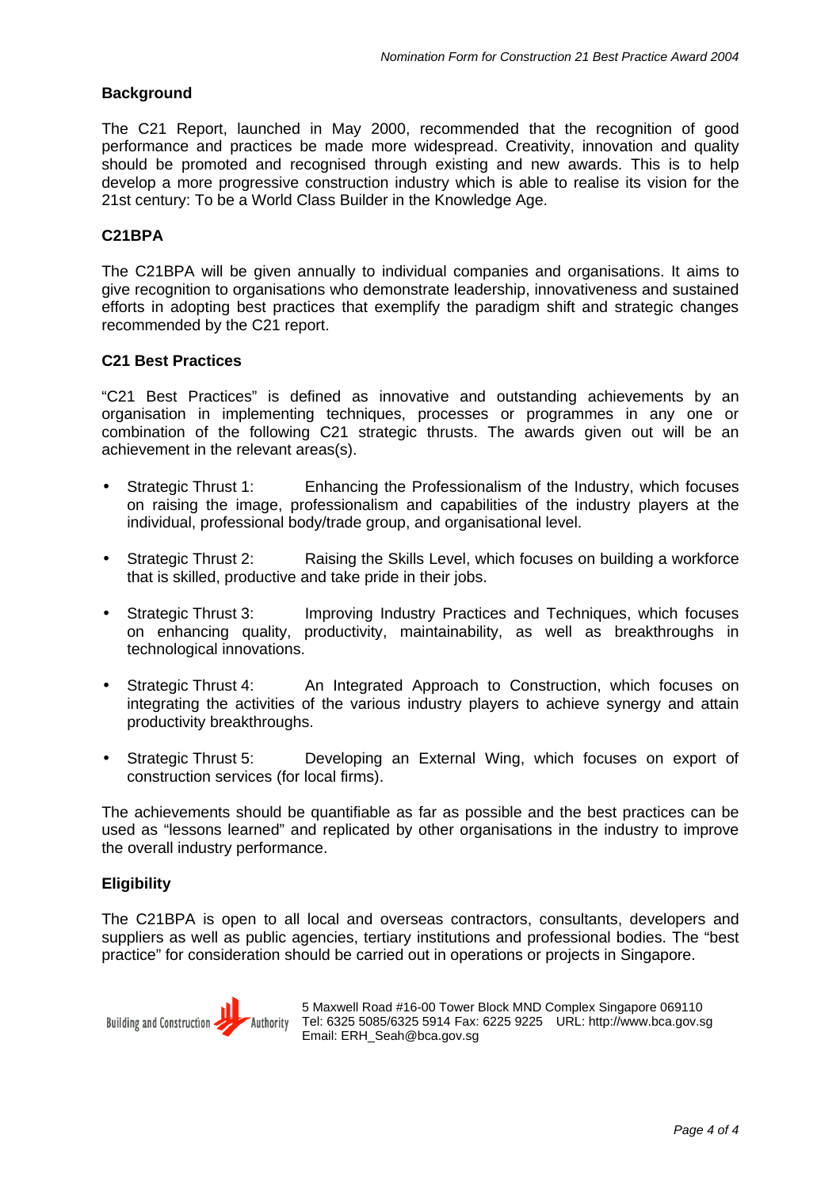## Background

The C21 Report, launched in May 2000, recommended that the recognition of good performance and practices be made more widespread. Creativity, innovation and quality should be promoted and recognised through existing and new awards. This is to help develop a more progressive construction industry which is able to realise its vision for the 21st century: To be a World Class Builder in the Knowledge Age.

## C21BPA

The C21BPA will be given annually to individual companies and organisations. It aims to give recognition to organisations who demonstrate leadership, innovativeness and sustained efforts in adopting best practices that exemplify the paradigm shift and strategic changes recommended by the C21 report.

## C21 Best Practices

"C21 Best Practices" is defined as innovative and outstanding achievements by an organisation in implementing techniques, processes or programmes in any one or combination of the following C21 strategic thrusts. The awards given out will be an achievement in the relevant areas(s).

- Strategic Thrust 1: Enhancing the Professionalism of the Industry, which focuses on raising the image, professionalism and capabilities of the industry players at the individual, professional body/trade group, and organisational level.
- Strategic Thrust 2: Raising the Skills Level, which focuses on building a workforce that is skilled, productive and take pride in their jobs.
- Strategic Thrust 3: Improving Industry Practices and Techniques, which focuses on enhancing quality, productivity, maintainability, as well as breakthroughs in technological innovations.
- Strategic Thrust 4: An Integrated Approach to Construction, which focuses on integrating the activities of the various industry players to achieve synergy and attain productivity breakthroughs.
- Strategic Thrust 5: Developing an External Wing, which focuses on export of construction services (for local firms).

The achievements should be quantifiable as far as possible and the best practices can be used as "lessons learned" and replicated by other organisations in the industry to improve the overall industry performance.

## Eligibility

The C21BPA is open to all local and overseas contractors, consultants, developers and suppliers as well as public agencies, tertiary institutions and professional bodies. The "best practice" for consideration should be carried out in operations or projects in Singapore.

Building and Construction Authority

5 Maxwell Road #16-00 Tower Block MND Complex Singapore 069110
Tel: 6325 5085/6325 5914 Fax: 6225 9225 URL: http://www.bca.gov.sg
Email: ERH_Seah@bca.gov.sg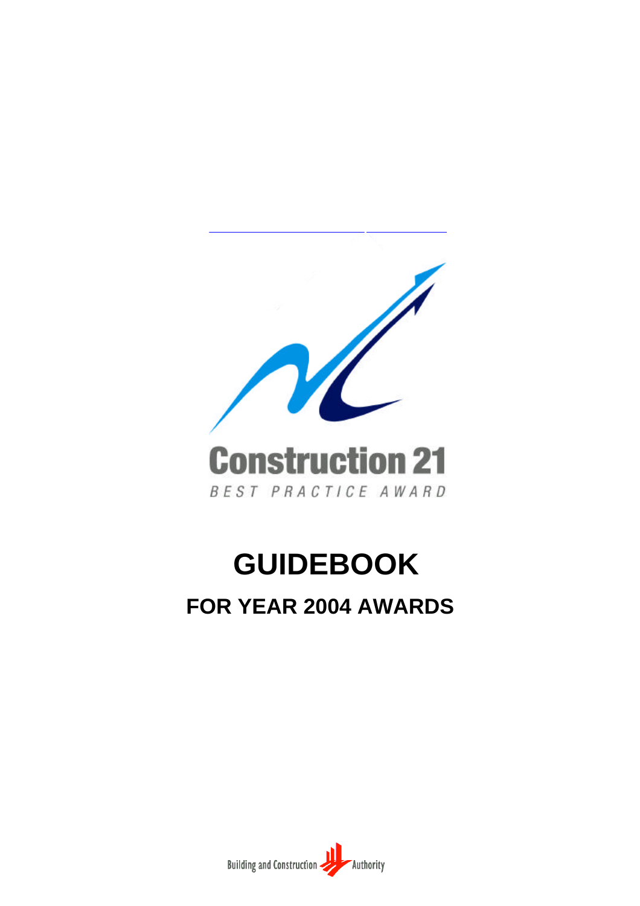Construction 21

BEST PRACTICE AWARD

# GUIDEBOOK

## FOR YEAR 2004 AWARDS

Building and Construction Authority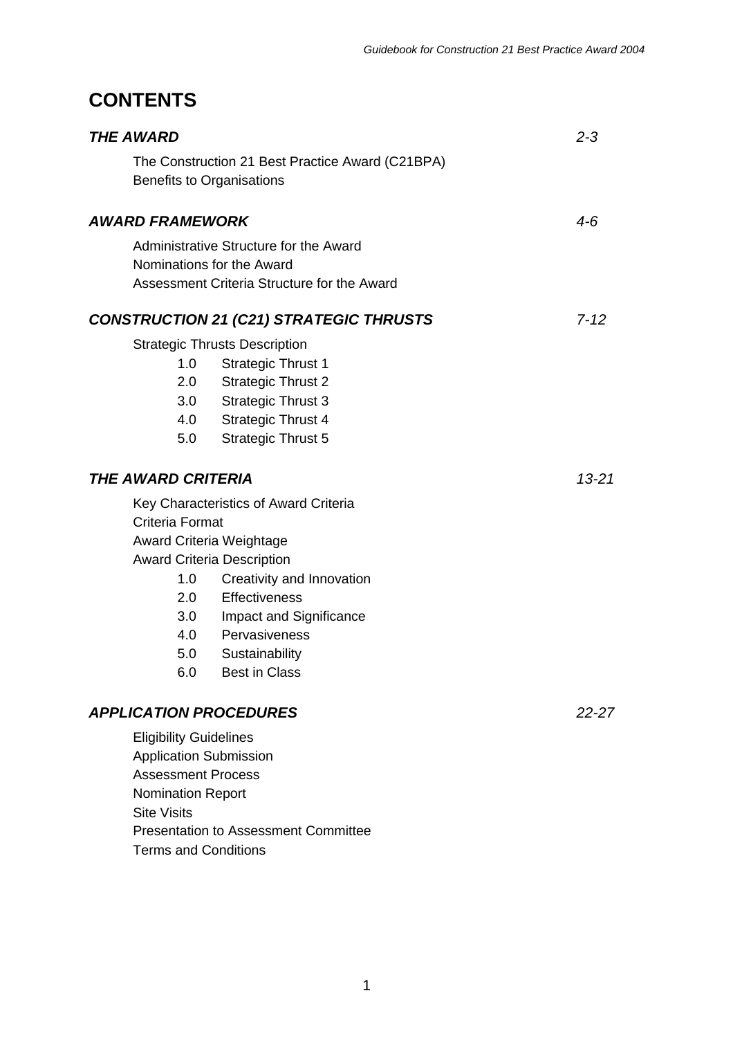# CONTENTS

| | |
|---|---|
| ***THE AWARD*** | *2-3* |
| The Construction 21 Best Practice Award (C21BPA) | |
| Benefits to Organisations | |
| ***AWARD FRAMEWORK*** | *4-6* |
| Administrative Structure for the Award | |
| Nominations for the Award | |
| Assessment Criteria Structure for the Award | |
| ***CONSTRUCTION 21 (C21) STRATEGIC THRUSTS*** | *7-12* |
| Strategic Thrusts Description | |
| 1.0 Strategic Thrust 1 | |
| 2.0 Strategic Thrust 2 | |
| 3.0 Strategic Thrust 3 | |
| 4.0 Strategic Thrust 4 | |
| 5.0 Strategic Thrust 5 | |
| ***THE AWARD CRITERIA*** | *13-21* |
| Key Characteristics of Award Criteria | |
| Criteria Format | |
| Award Criteria Weightage | |
| Award Criteria Description | |
| 1.0 Creativity and Innovation | |
| 2.0 Effectiveness | |
| 3.0 Impact and Significance | |
| 4.0 Pervasiveness | |
| 5.0 Sustainability | |
| 6.0 Best in Class | |
| ***APPLICATION PROCEDURES*** | *22-27* |
| Eligibility Guidelines | |
| Application Submission | |
| Assessment Process | |
| Nomination Report | |
| Site Visits | |
| Presentation to Assessment Committee | |
| Terms and Conditions | |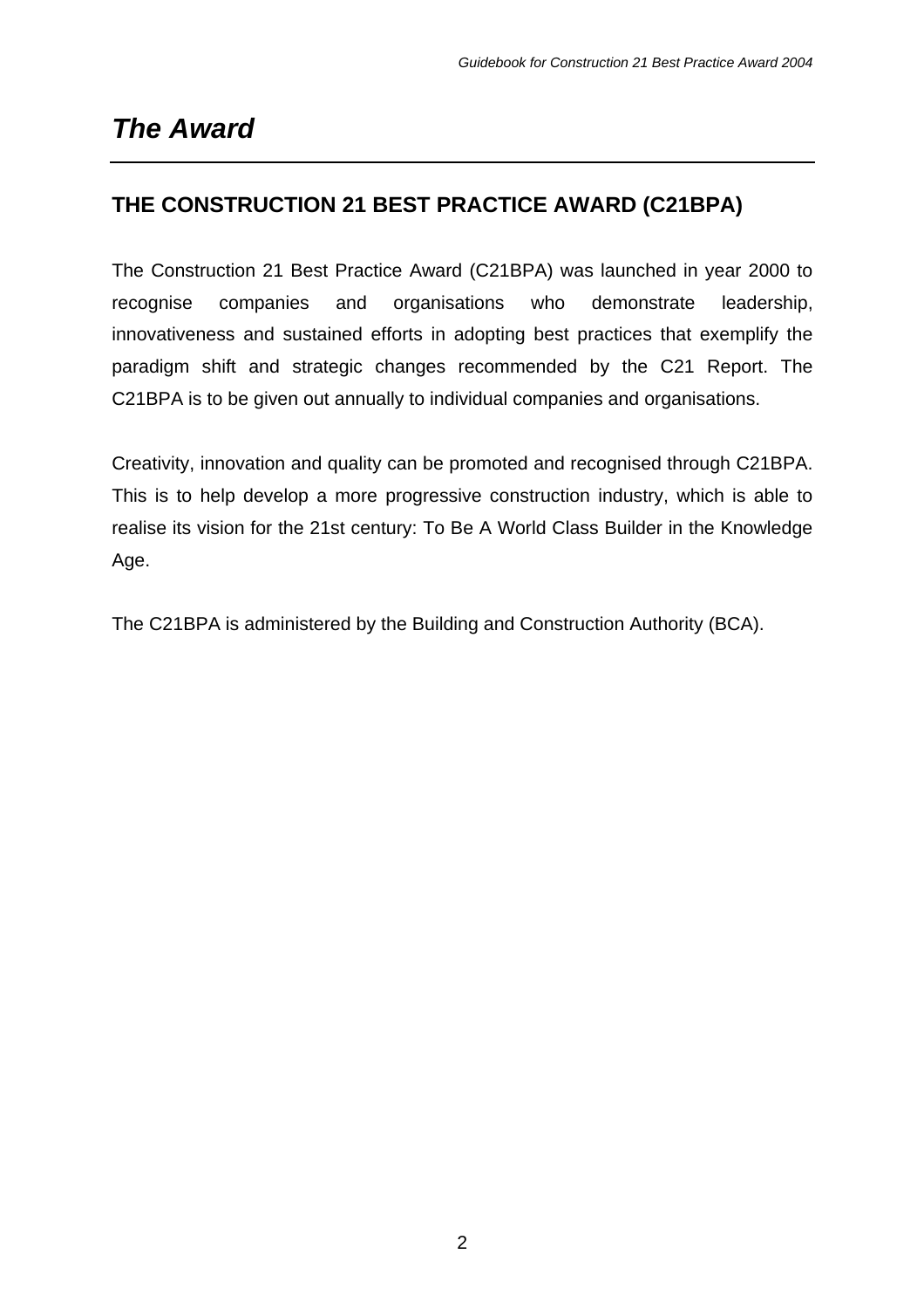# *The Award*

## THE CONSTRUCTION 21 BEST PRACTICE AWARD (C21BPA)

The Construction 21 Best Practice Award (C21BPA) was launched in year 2000 to recognise companies and organisations who demonstrate leadership, innovativeness and sustained efforts in adopting best practices that exemplify the paradigm shift and strategic changes recommended by the C21 Report. The C21BPA is to be given out annually to individual companies and organisations.

Creativity, innovation and quality can be promoted and recognised through C21BPA. This is to help develop a more progressive construction industry, which is able to realise its vision for the 21st century: To Be A World Class Builder in the Knowledge Age.

The C21BPA is administered by the Building and Construction Authority (BCA).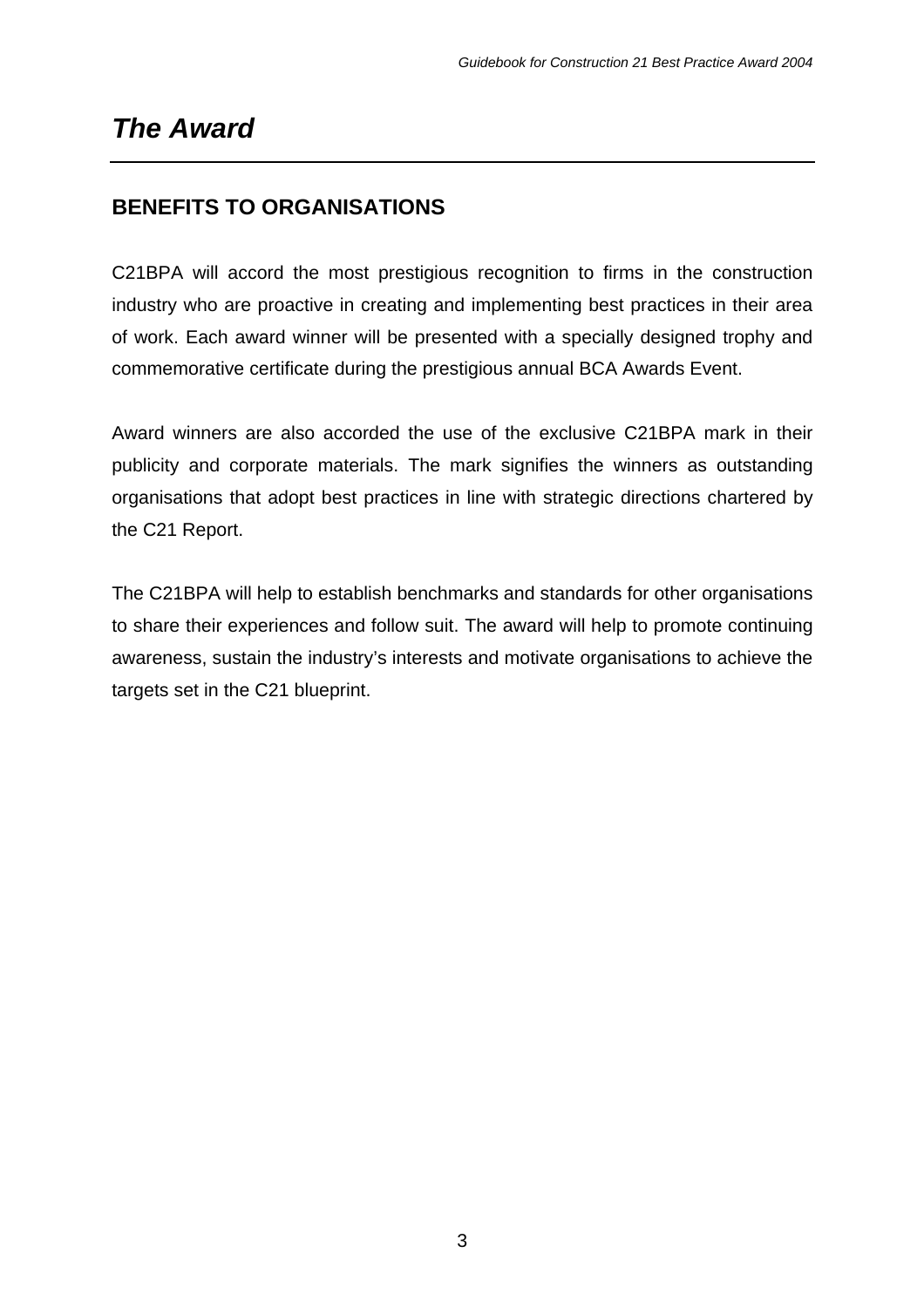# *The Award*

## BENEFITS TO ORGANISATIONS

C21BPA will accord the most prestigious recognition to firms in the construction industry who are proactive in creating and implementing best practices in their area of work. Each award winner will be presented with a specially designed trophy and commemorative certificate during the prestigious annual BCA Awards Event.

Award winners are also accorded the use of the exclusive C21BPA mark in their publicity and corporate materials. The mark signifies the winners as outstanding organisations that adopt best practices in line with strategic directions chartered by the C21 Report.

The C21BPA will help to establish benchmarks and standards for other organisations to share their experiences and follow suit. The award will help to promote continuing awareness, sustain the industry's interests and motivate organisations to achieve the targets set in the C21 blueprint.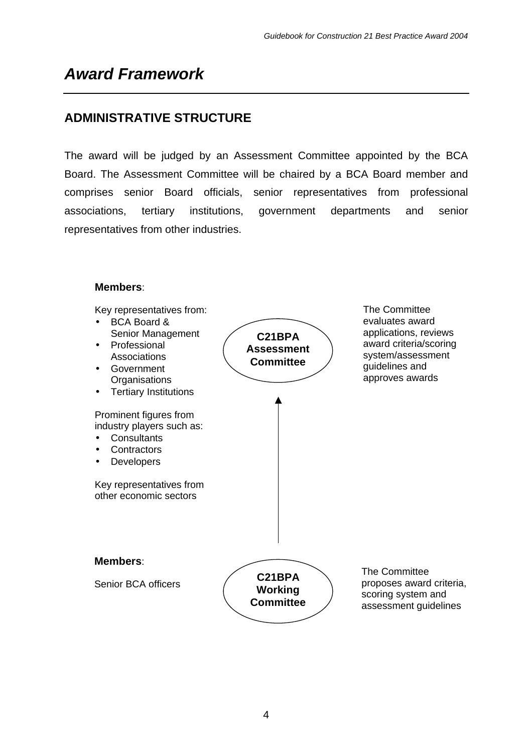# *Award Framework*

## ADMINISTRATIVE STRUCTURE

The award will be judged by an Assessment Committee appointed by the BCA Board. The Assessment Committee will be chaired by a BCA Board member and comprises senior Board officials, senior representatives from professional associations, tertiary institutions, government departments and senior representatives from other industries.

**C21BPA Assessment Committee**

**Members**:

Key representatives from:

- BCA Board & Senior Management
- Professional Associations
- Government Organisations
- Tertiary Institutions

Prominent figures from industry players such as:

- Consultants
- Contractors
- Developers

Key representatives from other economic sectors

The Committee evaluates award applications, reviews award criteria/scoring system/assessment guidelines and approves awards

↑

**C21BPA Working Committee**

**Members**:

Senior BCA officers

The Committee proposes award criteria, scoring system and assessment guidelines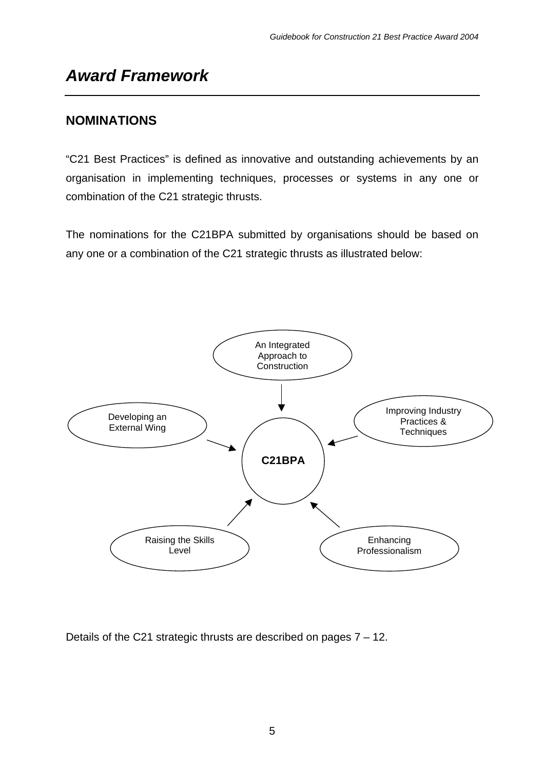# *Award Framework*

## NOMINATIONS

"C21 Best Practices" is defined as innovative and outstanding achievements by an organisation in implementing techniques, processes or systems in any one or combination of the C21 strategic thrusts.

The nominations for the C21BPA submitted by organisations should be based on any one or a combination of the C21 strategic thrusts as illustrated below:

An Integrated Approach to Construction

Developing an External Wing

Improving Industry Practices & Techniques

**C21BPA**

Raising the Skills Level

Enhancing Professionalism

Details of the C21 strategic thrusts are described on pages 7 – 12.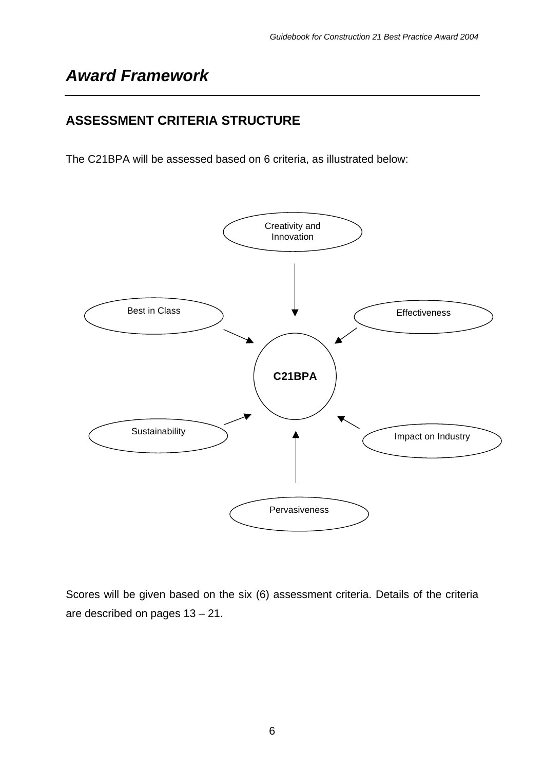# *Award Framework*

## ASSESSMENT CRITERIA STRUCTURE

The C21BPA will be assessed based on 6 criteria, as illustrated below:

Creativity and Innovation

Best in Class

Effectiveness

**C21BPA**

Sustainability

Impact on Industry

Pervasiveness

Scores will be given based on the six (6) assessment criteria. Details of the criteria are described on pages 13 – 21.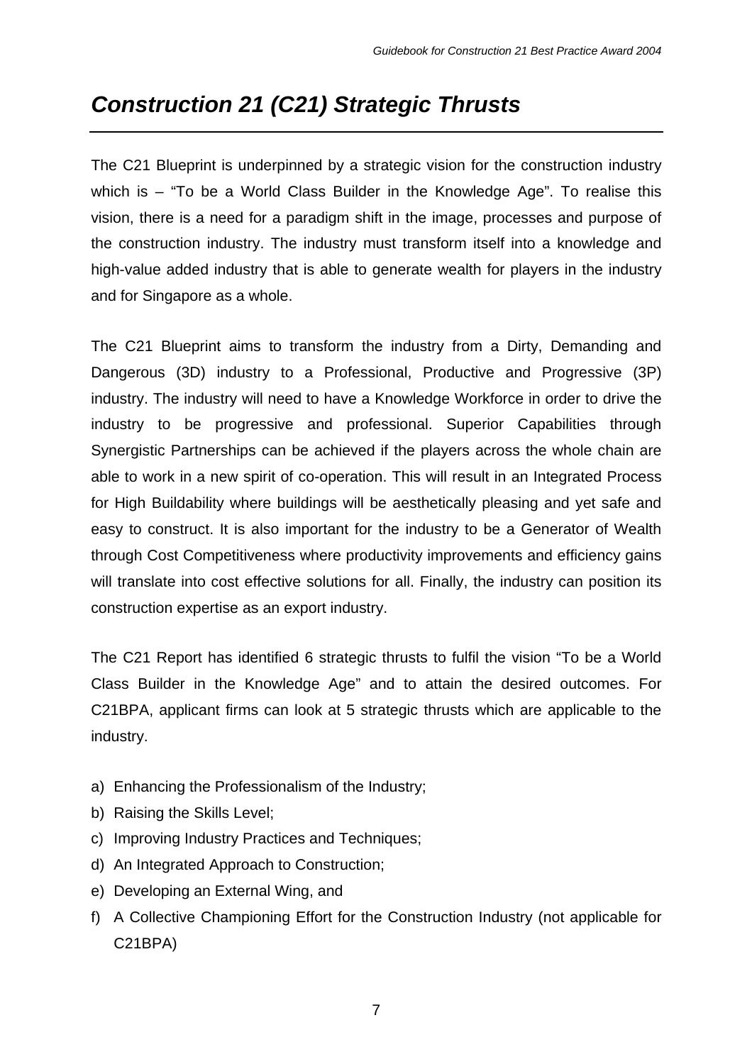# *Construction 21 (C21) Strategic Thrusts*

The C21 Blueprint is underpinned by a strategic vision for the construction industry which is – "To be a World Class Builder in the Knowledge Age". To realise this vision, there is a need for a paradigm shift in the image, processes and purpose of the construction industry. The industry must transform itself into a knowledge and high-value added industry that is able to generate wealth for players in the industry and for Singapore as a whole.

The C21 Blueprint aims to transform the industry from a Dirty, Demanding and Dangerous (3D) industry to a Professional, Productive and Progressive (3P) industry. The industry will need to have a Knowledge Workforce in order to drive the industry to be progressive and professional. Superior Capabilities through Synergistic Partnerships can be achieved if the players across the whole chain are able to work in a new spirit of co-operation. This will result in an Integrated Process for High Buildability where buildings will be aesthetically pleasing and yet safe and easy to construct. It is also important for the industry to be a Generator of Wealth through Cost Competitiveness where productivity improvements and efficiency gains will translate into cost effective solutions for all. Finally, the industry can position its construction expertise as an export industry.

The C21 Report has identified 6 strategic thrusts to fulfil the vision "To be a World Class Builder in the Knowledge Age" and to attain the desired outcomes. For C21BPA, applicant firms can look at 5 strategic thrusts which are applicable to the industry.

a) Enhancing the Professionalism of the Industry;
b) Raising the Skills Level;
c) Improving Industry Practices and Techniques;
d) An Integrated Approach to Construction;
e) Developing an External Wing, and
f) A Collective Championing Effort for the Construction Industry (not applicable for C21BPA)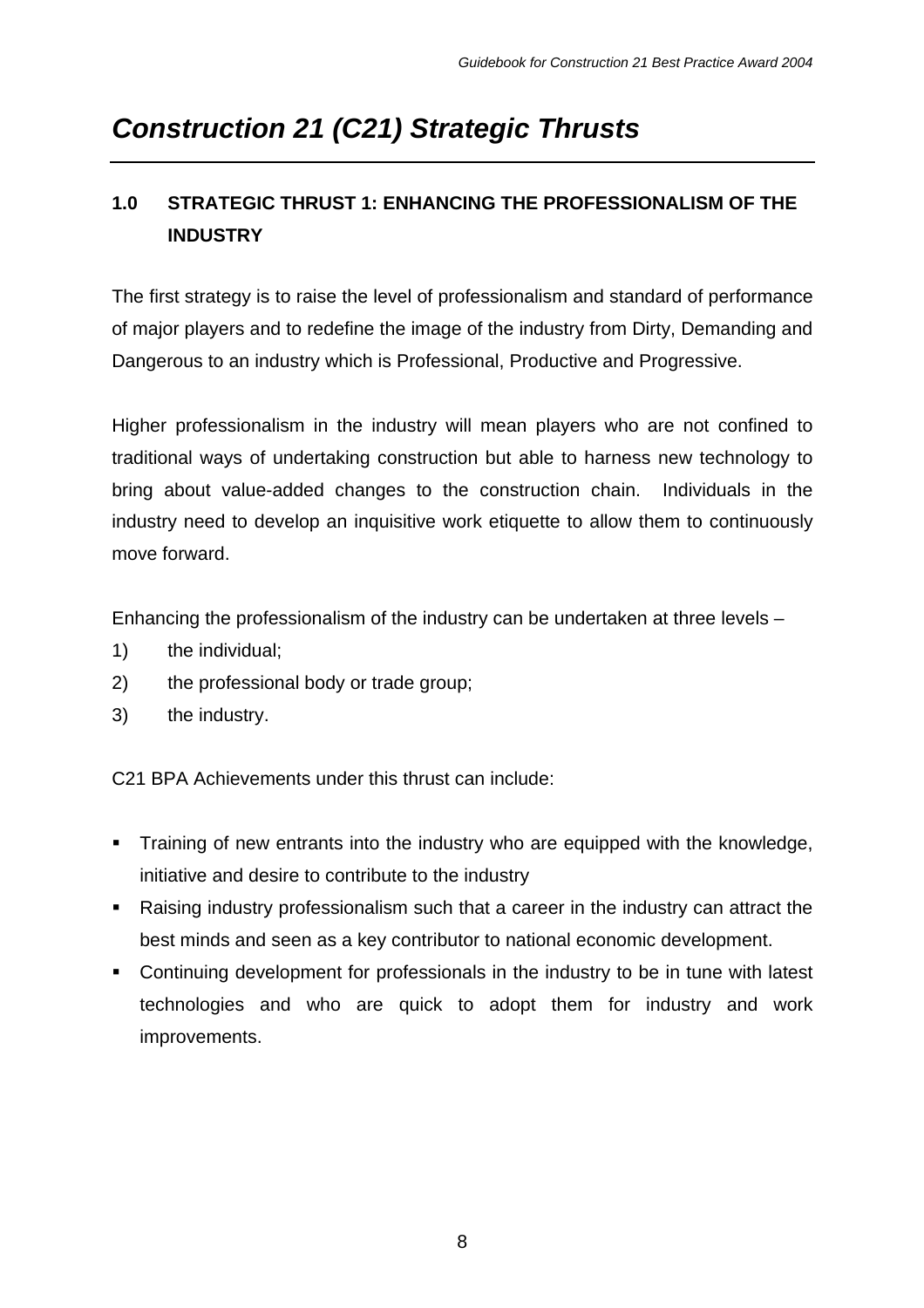# *Construction 21 (C21) Strategic Thrusts*

## 1.0 STRATEGIC THRUST 1: ENHANCING THE PROFESSIONALISM OF THE INDUSTRY

The first strategy is to raise the level of professionalism and standard of performance of major players and to redefine the image of the industry from Dirty, Demanding and Dangerous to an industry which is Professional, Productive and Progressive.

Higher professionalism in the industry will mean players who are not confined to traditional ways of undertaking construction but able to harness new technology to bring about value-added changes to the construction chain. Individuals in the industry need to develop an inquisitive work etiquette to allow them to continuously move forward.

Enhancing the professionalism of the industry can be undertaken at three levels –

1) the individual;
2) the professional body or trade group;
3) the industry.

C21 BPA Achievements under this thrust can include:

- Training of new entrants into the industry who are equipped with the knowledge, initiative and desire to contribute to the industry
- Raising industry professionalism such that a career in the industry can attract the best minds and seen as a key contributor to national economic development.
- Continuing development for professionals in the industry to be in tune with latest technologies and who are quick to adopt them for industry and work improvements.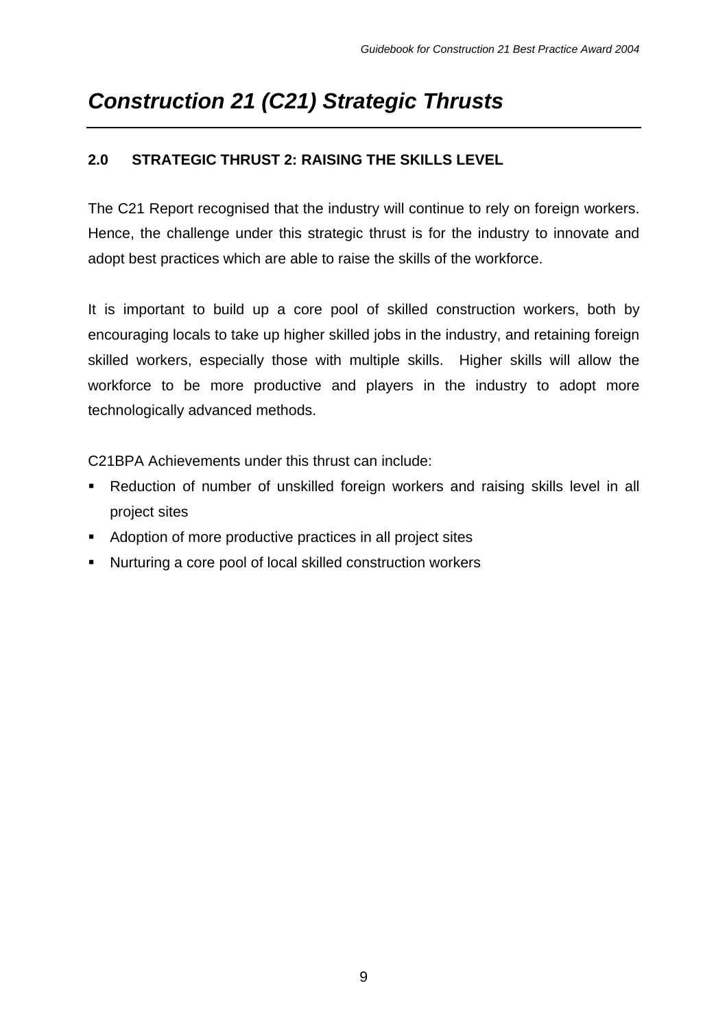# *Construction 21 (C21) Strategic Thrusts*

## 2.0 STRATEGIC THRUST 2: RAISING THE SKILLS LEVEL

The C21 Report recognised that the industry will continue to rely on foreign workers. Hence, the challenge under this strategic thrust is for the industry to innovate and adopt best practices which are able to raise the skills of the workforce.

It is important to build up a core pool of skilled construction workers, both by encouraging locals to take up higher skilled jobs in the industry, and retaining foreign skilled workers, especially those with multiple skills. Higher skills will allow the workforce to be more productive and players in the industry to adopt more technologically advanced methods.

C21BPA Achievements under this thrust can include:

- Reduction of number of unskilled foreign workers and raising skills level in all project sites
- Adoption of more productive practices in all project sites
- Nurturing a core pool of local skilled construction workers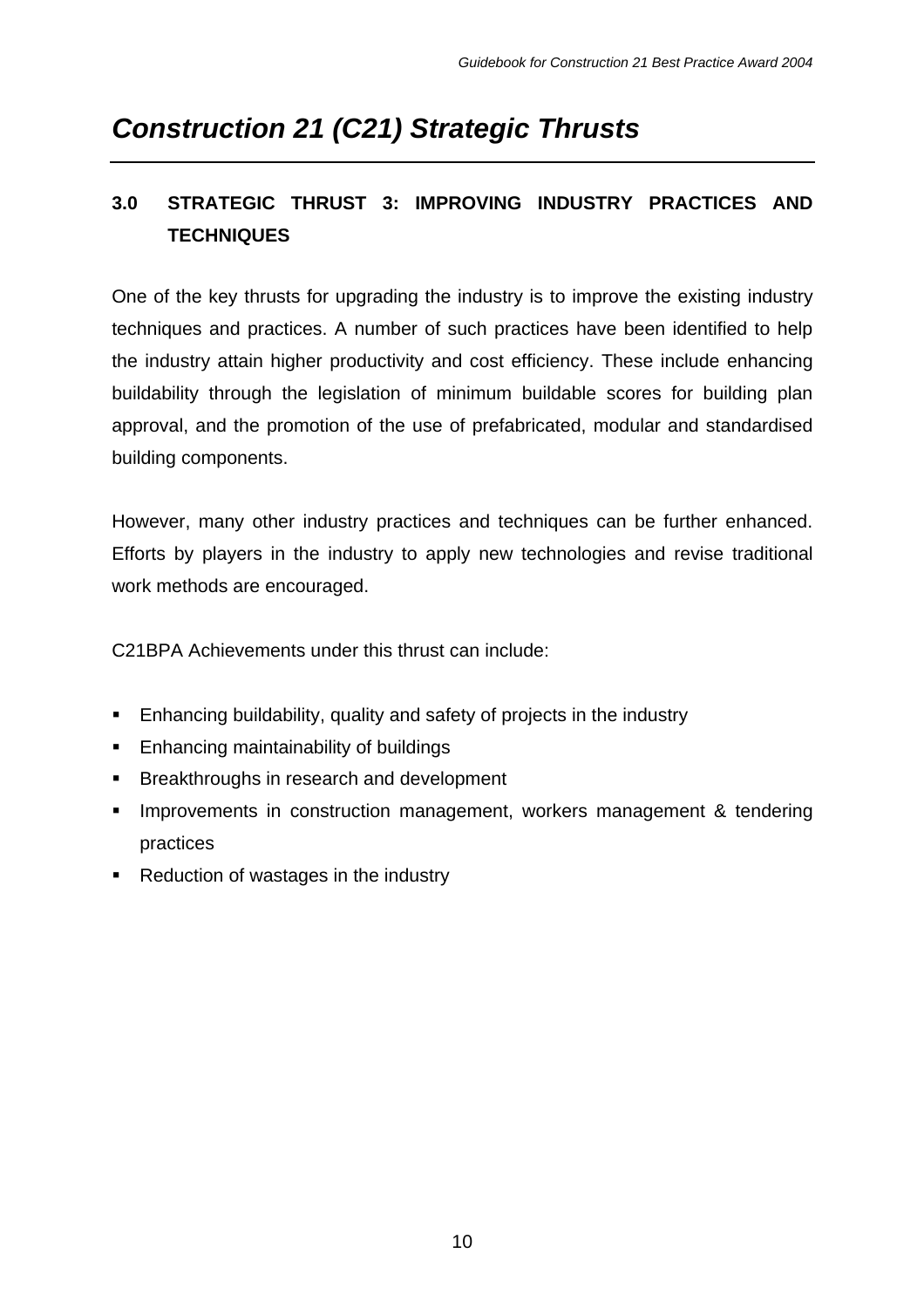# *Construction 21 (C21) Strategic Thrusts*

## 3.0 STRATEGIC THRUST 3: IMPROVING INDUSTRY PRACTICES AND TECHNIQUES

One of the key thrusts for upgrading the industry is to improve the existing industry techniques and practices. A number of such practices have been identified to help the industry attain higher productivity and cost efficiency. These include enhancing buildability through the legislation of minimum buildable scores for building plan approval, and the promotion of the use of prefabricated, modular and standardised building components.

However, many other industry practices and techniques can be further enhanced. Efforts by players in the industry to apply new technologies and revise traditional work methods are encouraged.

C21BPA Achievements under this thrust can include:

- Enhancing buildability, quality and safety of projects in the industry
- Enhancing maintainability of buildings
- Breakthroughs in research and development
- Improvements in construction management, workers management & tendering practices
- Reduction of wastages in the industry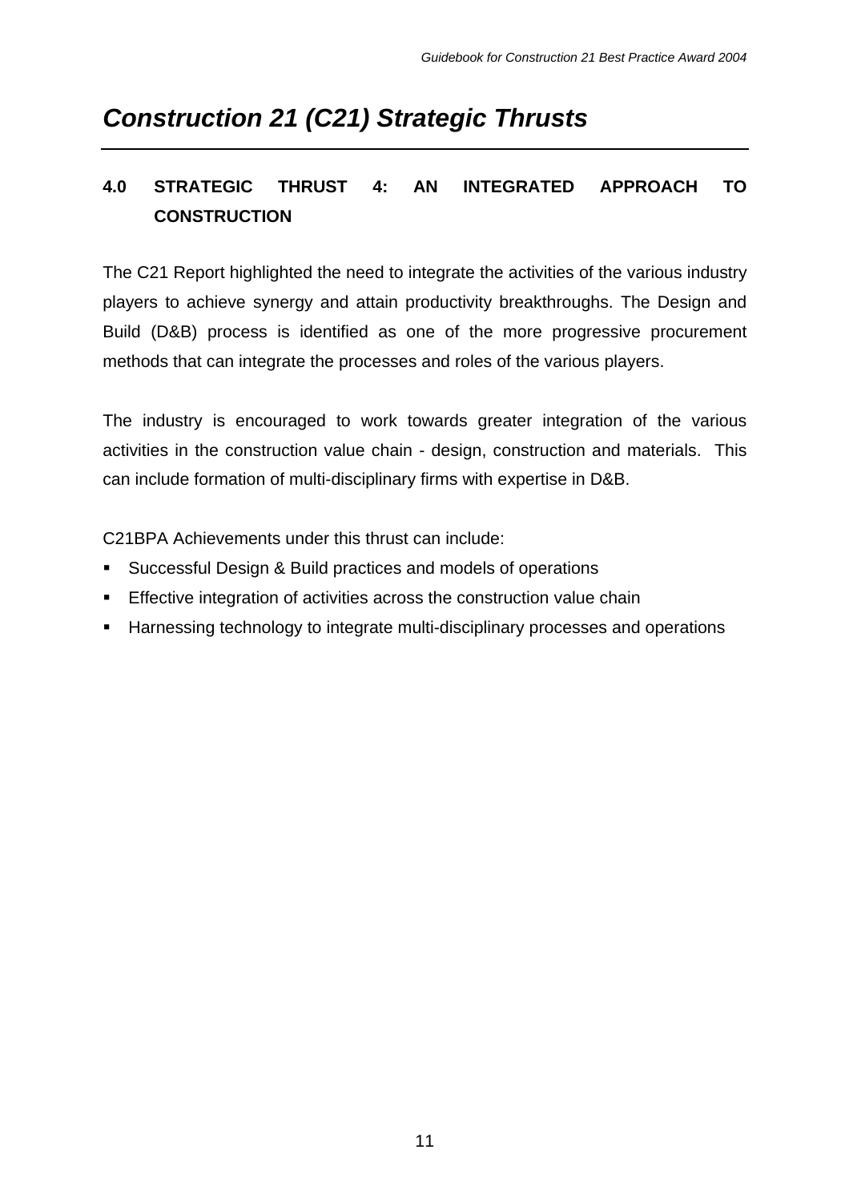# *Construction 21 (C21) Strategic Thrusts*

## 4.0 STRATEGIC THRUST 4: AN INTEGRATED APPROACH TO CONSTRUCTION

The C21 Report highlighted the need to integrate the activities of the various industry players to achieve synergy and attain productivity breakthroughs. The Design and Build (D&B) process is identified as one of the more progressive procurement methods that can integrate the processes and roles of the various players.

The industry is encouraged to work towards greater integration of the various activities in the construction value chain - design, construction and materials. This can include formation of multi-disciplinary firms with expertise in D&B.

C21BPA Achievements under this thrust can include:

- Successful Design & Build practices and models of operations
- Effective integration of activities across the construction value chain
- Harnessing technology to integrate multi-disciplinary processes and operations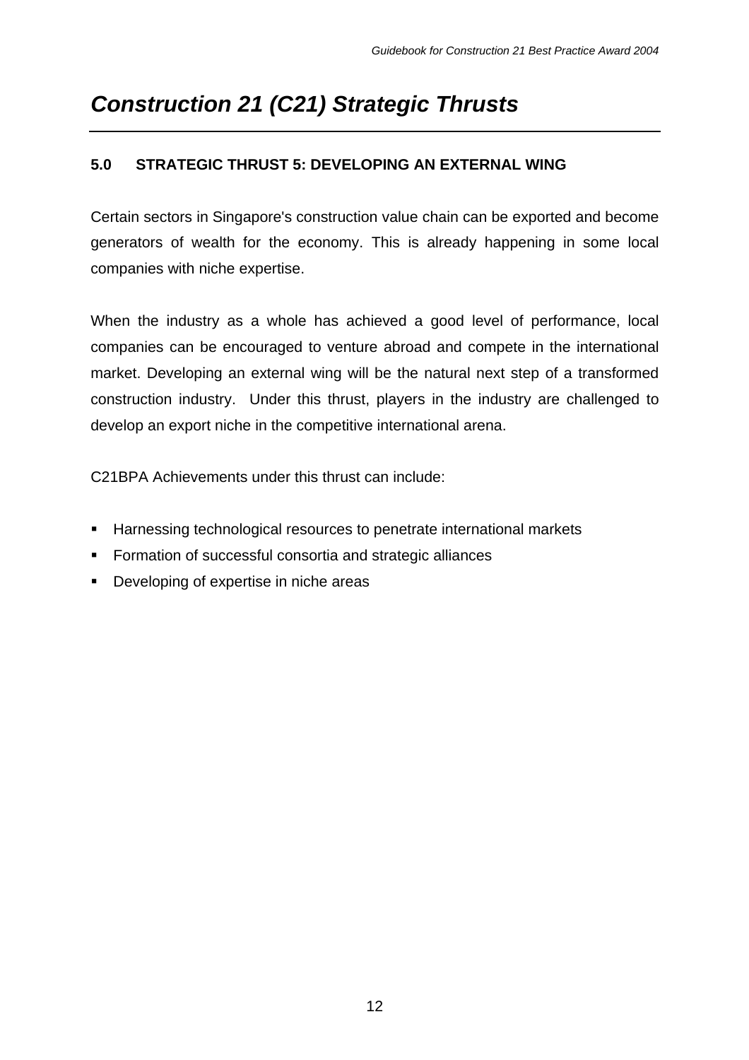# *Construction 21 (C21) Strategic Thrusts*

## 5.0 STRATEGIC THRUST 5: DEVELOPING AN EXTERNAL WING

Certain sectors in Singapore's construction value chain can be exported and become generators of wealth for the economy. This is already happening in some local companies with niche expertise.

When the industry as a whole has achieved a good level of performance, local companies can be encouraged to venture abroad and compete in the international market. Developing an external wing will be the natural next step of a transformed construction industry. Under this thrust, players in the industry are challenged to develop an export niche in the competitive international arena.

C21BPA Achievements under this thrust can include:

- Harnessing technological resources to penetrate international markets
- Formation of successful consortia and strategic alliances
- Developing of expertise in niche areas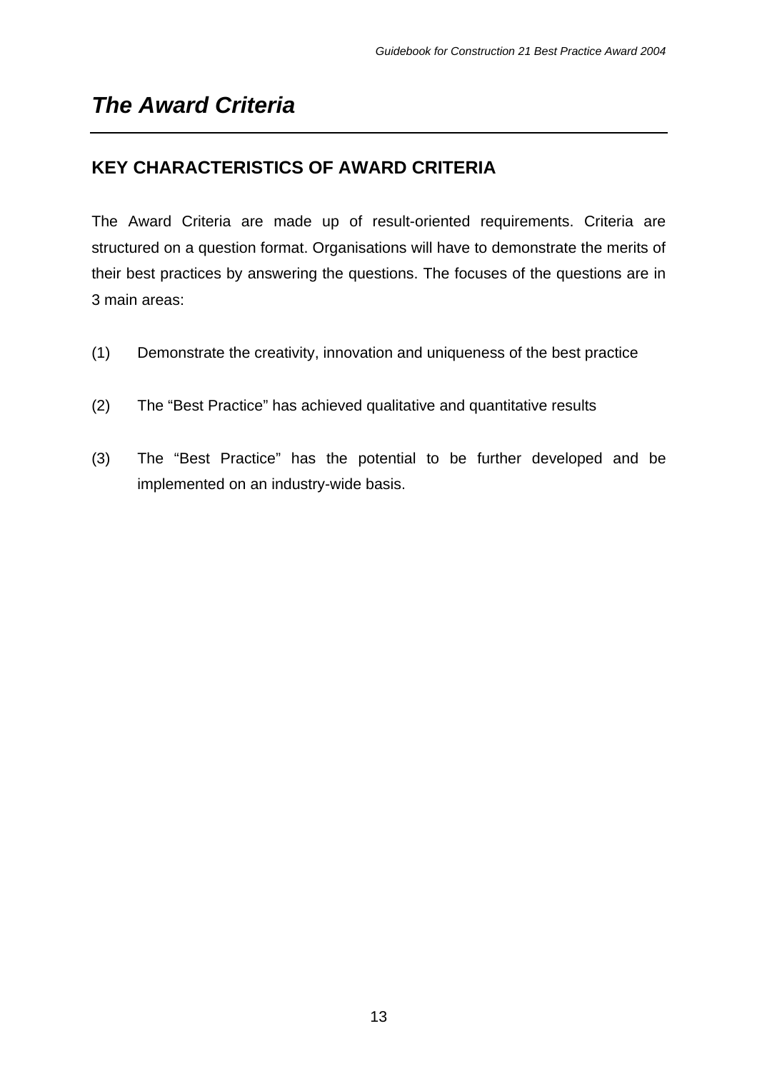# *The Award Criteria*

## KEY CHARACTERISTICS OF AWARD CRITERIA

The Award Criteria are made up of result-oriented requirements. Criteria are structured on a question format. Organisations will have to demonstrate the merits of their best practices by answering the questions. The focuses of the questions are in 3 main areas:

(1) Demonstrate the creativity, innovation and uniqueness of the best practice

(2) The "Best Practice" has achieved qualitative and quantitative results

(3) The "Best Practice" has the potential to be further developed and be implemented on an industry-wide basis.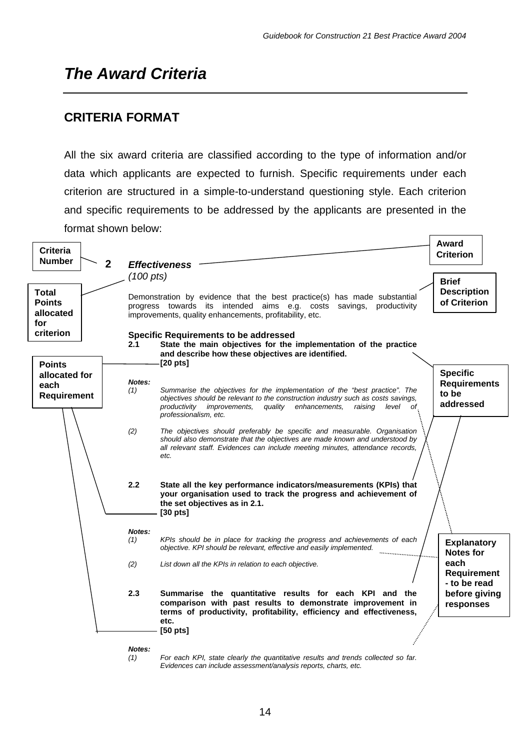# The Award Criteria

## CRITERIA FORMAT

All the six award criteria are classified according to the type of information and/or data which applicants are expected to furnish. Specific requirements under each criterion are structured in a simple-to-understand questioning style. Each criterion and specific requirements to be addressed by the applicants are presented in the format shown below:

**Criteria Number** | **Award Criterion** | **Total Points allocated for criterion** | **Brief Description of Criterion** | **Points allocated for each Requirement** | **Specific Requirements to be addressed** | **Explanatory Notes for each Requirement - to be read before giving responses**

**2** ***Effectiveness***

*(100 pts)*

Demonstration by evidence that the best practice(s) has made substantial progress towards its intended aims e.g. costs savings, productivity improvements, quality enhancements, profitability, etc.

**Specific Requirements to be addressed**

**2.1 State the main objectives for the implementation of the practice and describe how these objectives are identified.**
**[20 pts]**

***Notes:***

*(1) Summarise the objectives for the implementation of the "best practice". The objectives should be relevant to the construction industry such as costs savings, productivity improvements, quality enhancements, raising level of professionalism, etc.*

*(2) The objectives should preferably be specific and measurable. Organisation should also demonstrate that the objectives are made known and understood by all relevant staff. Evidences can include meeting minutes, attendance records, etc.*

**2.2 State all the key performance indicators/measurements (KPIs) that your organisation used to track the progress and achievement of the set objectives as in 2.1.**
**[30 pts]**

***Notes:***

*(1) KPIs should be in place for tracking the progress and achievements of each objective. KPI should be relevant, effective and easily implemented.*

*(2) List down all the KPIs in relation to each objective.*

**2.3 Summarise the quantitative results for each KPI and the comparison with past results to demonstrate improvement in terms of productivity, profitability, efficiency and effectiveness, etc.**
**[50 pts]**

***Notes:***

*(1) For each KPI, state clearly the quantitative results and trends collected so far. Evidences can include assessment/analysis reports, charts, etc.*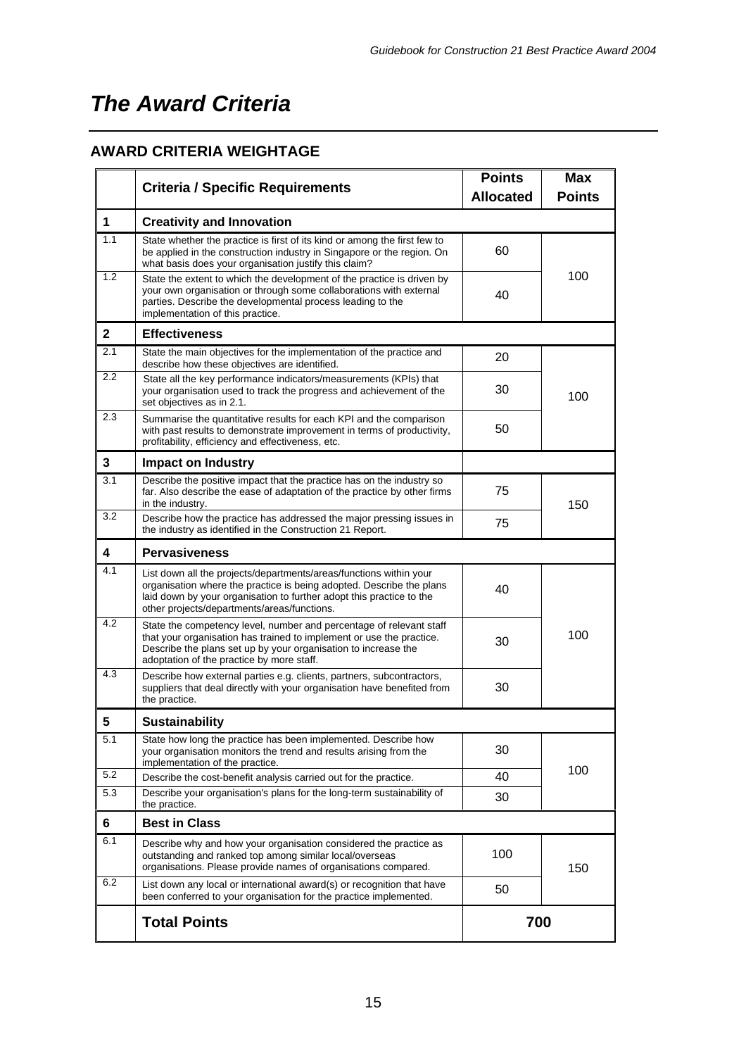# The Award Criteria

## AWARD CRITERIA WEIGHTAGE

| | Criteria / Specific Requirements | Points Allocated | Max Points |
|---|---|---|---|
| **1** | **Creativity and Innovation** | | |
| 1.1 | State whether the practice is first of its kind or among the first few to be applied in the construction industry in Singapore or the region. On what basis does your organisation justify this claim? | 60 | 100 |
| 1.2 | State the extent to which the development of the practice is driven by your own organisation or through some collaborations with external parties. Describe the developmental process leading to the implementation of this practice. | 40 | |
| **2** | **Effectiveness** | | |
| 2.1 | State the main objectives for the implementation of the practice and describe how these objectives are identified. | 20 | 100 |
| 2.2 | State all the key performance indicators/measurements (KPIs) that your organisation used to track the progress and achievement of the set objectives as in 2.1. | 30 | |
| 2.3 | Summarise the quantitative results for each KPI and the comparison with past results to demonstrate improvement in terms of productivity, profitability, efficiency and effectiveness, etc. | 50 | |
| **3** | **Impact on Industry** | | |
| 3.1 | Describe the positive impact that the practice has on the industry so far. Also describe the ease of adaptation of the practice by other firms in the industry. | 75 | 150 |
| 3.2 | Describe how the practice has addressed the major pressing issues in the industry as identified in the Construction 21 Report. | 75 | |
| **4** | **Pervasiveness** | | |
| 4.1 | List down all the projects/departments/areas/functions within your organisation where the practice is being adopted. Describe the plans laid down by your organisation to further adopt this practice to the other projects/departments/areas/functions. | 40 | 100 |
| 4.2 | State the competency level, number and percentage of relevant staff that your organisation has trained to implement or use the practice. Describe the plans set up by your organisation to increase the adoptation of the practice by more staff. | 30 | |
| 4.3 | Describe how external parties e.g. clients, partners, subcontractors, suppliers that deal directly with your organisation have benefited from the practice. | 30 | |
| **5** | **Sustainability** | | |
| 5.1 | State how long the practice has been implemented. Describe how your organisation monitors the trend and results arising from the implementation of the practice. | 30 | 100 |
| 5.2 | Describe the cost-benefit analysis carried out for the practice. | 40 | |
| 5.3 | Describe your organisation's plans for the long-term sustainability of the practice. | 30 | |
| **6** | **Best in Class** | | |
| 6.1 | Describe why and how your organisation considered the practice as outstanding and ranked top among similar local/overseas organisations. Please provide names of organisations compared. | 100 | 150 |
| 6.2 | List down any local or international award(s) or recognition that have been conferred to your organisation for the practice implemented. | 50 | |
| | **Total Points** | **700** | |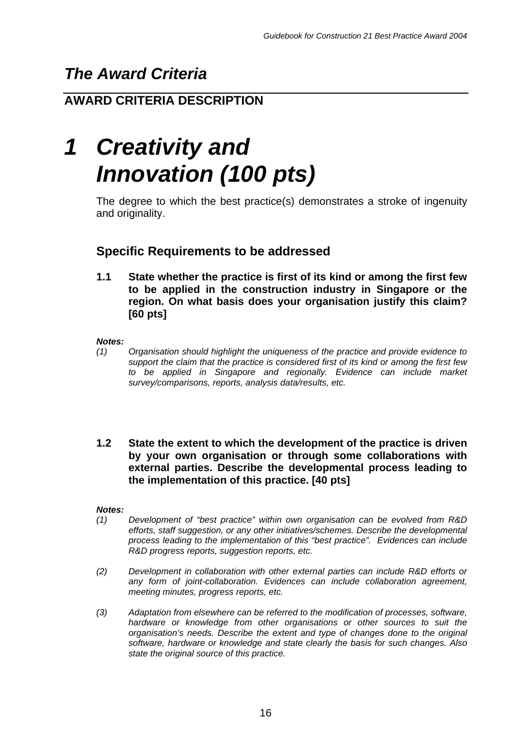## *The Award Criteria*

### AWARD CRITERIA DESCRIPTION

# *1 Creativity and Innovation (100 pts)*

The degree to which the best practice(s) demonstrates a stroke of ingenuity and originality.

### Specific Requirements to be addressed

**1.1 State whether the practice is first of its kind or among the first few to be applied in the construction industry in Singapore or the region. On what basis does your organisation justify this claim? [60 pts]**

***Notes:***

*(1) Organisation should highlight the uniqueness of the practice and provide evidence to support the claim that the practice is considered first of its kind or among the first few to be applied in Singapore and regionally. Evidence can include market survey/comparisons, reports, analysis data/results, etc.*

**1.2 State the extent to which the development of the practice is driven by your own organisation or through some collaborations with external parties. Describe the developmental process leading to the implementation of this practice. [40 pts]**

***Notes:***

*(1) Development of "best practice" within own organisation can be evolved from R&D efforts, staff suggestion, or any other initiatives/schemes. Describe the developmental process leading to the implementation of this "best practice". Evidences can include R&D progress reports, suggestion reports, etc.*

*(2) Development in collaboration with other external parties can include R&D efforts or any form of joint-collaboration. Evidences can include collaboration agreement, meeting minutes, progress reports, etc.*

*(3) Adaptation from elsewhere can be referred to the modification of processes, software, hardware or knowledge from other organisations or other sources to suit the organisation's needs. Describe the extent and type of changes done to the original software, hardware or knowledge and state clearly the basis for such changes. Also state the original source of this practice.*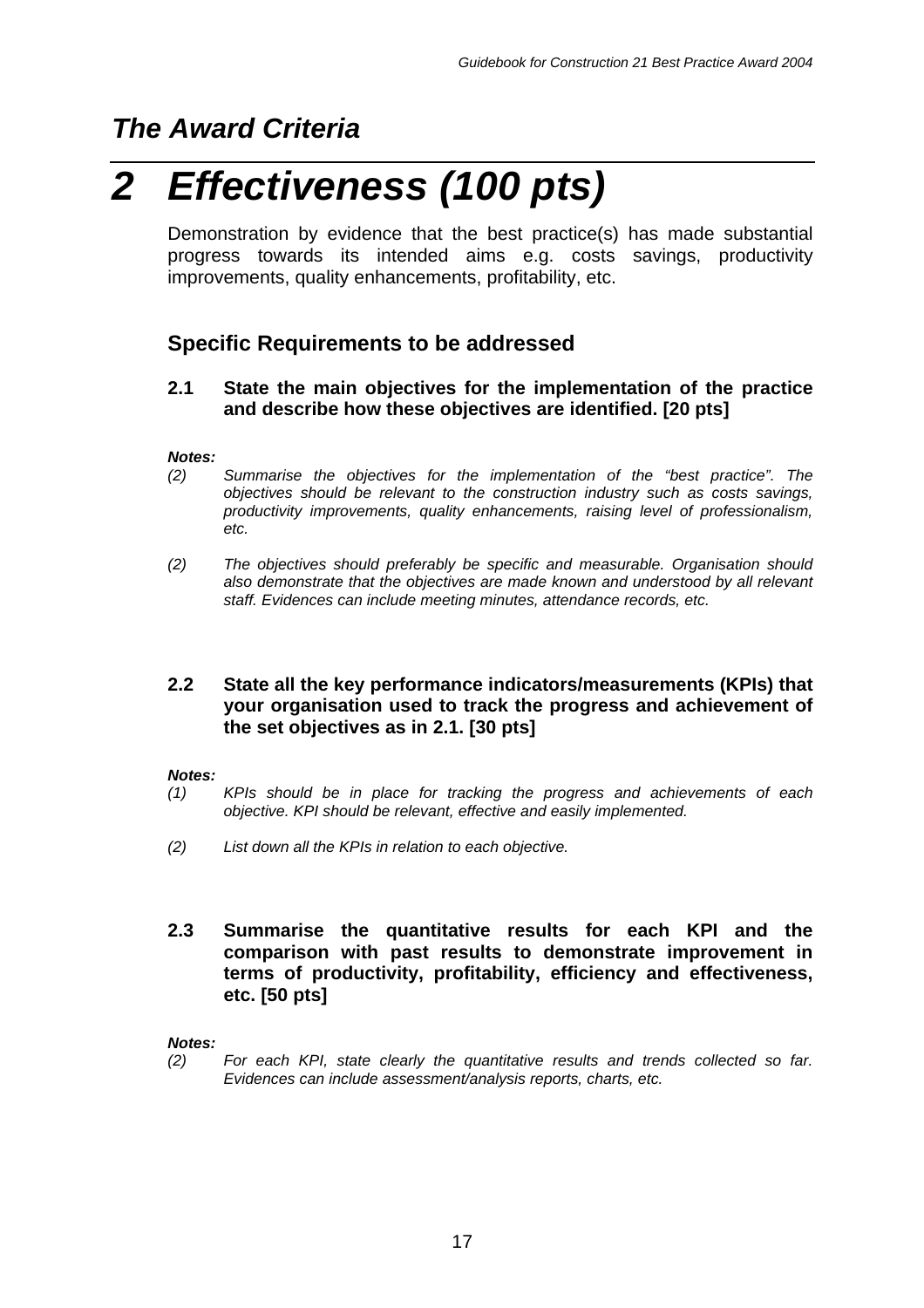## *The Award Criteria*

# *2 Effectiveness (100 pts)*

Demonstration by evidence that the best practice(s) has made substantial progress towards its intended aims e.g. costs savings, productivity improvements, quality enhancements, profitability, etc.

### Specific Requirements to be addressed

**2.1 State the main objectives for the implementation of the practice and describe how these objectives are identified. [20 pts]**

***Notes:***

*(2) Summarise the objectives for the implementation of the "best practice". The objectives should be relevant to the construction industry such as costs savings, productivity improvements, quality enhancements, raising level of professionalism, etc.*

*(2) The objectives should preferably be specific and measurable. Organisation should also demonstrate that the objectives are made known and understood by all relevant staff. Evidences can include meeting minutes, attendance records, etc.*

**2.2 State all the key performance indicators/measurements (KPIs) that your organisation used to track the progress and achievement of the set objectives as in 2.1. [30 pts]**

***Notes:***

*(1) KPIs should be in place for tracking the progress and achievements of each objective. KPI should be relevant, effective and easily implemented.*

*(2) List down all the KPIs in relation to each objective.*

**2.3 Summarise the quantitative results for each KPI and the comparison with past results to demonstrate improvement in terms of productivity, profitability, efficiency and effectiveness, etc. [50 pts]**

***Notes:***

*(2) For each KPI, state clearly the quantitative results and trends collected so far. Evidences can include assessment/analysis reports, charts, etc.*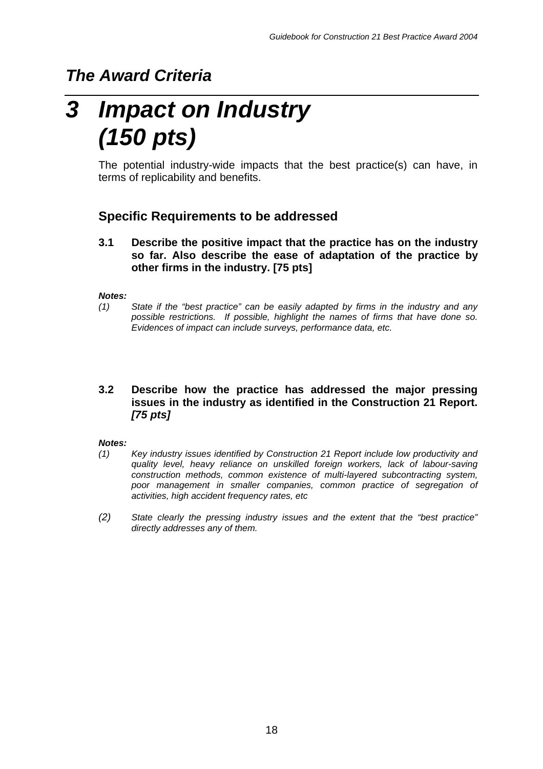## *The Award Criteria*

# *3 Impact on Industry (150 pts)*

The potential industry-wide impacts that the best practice(s) can have, in terms of replicability and benefits.

### Specific Requirements to be addressed

**3.1 Describe the positive impact that the practice has on the industry so far. Also describe the ease of adaptation of the practice by other firms in the industry. [75 pts]**

***Notes:***

*(1) State if the "best practice" can be easily adapted by firms in the industry and any possible restrictions. If possible, highlight the names of firms that have done so. Evidences of impact can include surveys, performance data, etc.*

**3.2 Describe how the practice has addressed the major pressing issues in the industry as identified in the Construction 21 Report. *[75 pts]***

***Notes:***

*(1) Key industry issues identified by Construction 21 Report include low productivity and quality level, heavy reliance on unskilled foreign workers, lack of labour-saving construction methods, common existence of multi-layered subcontracting system, poor management in smaller companies, common practice of segregation of activities, high accident frequency rates, etc*

*(2) State clearly the pressing industry issues and the extent that the "best practice" directly addresses any of them.*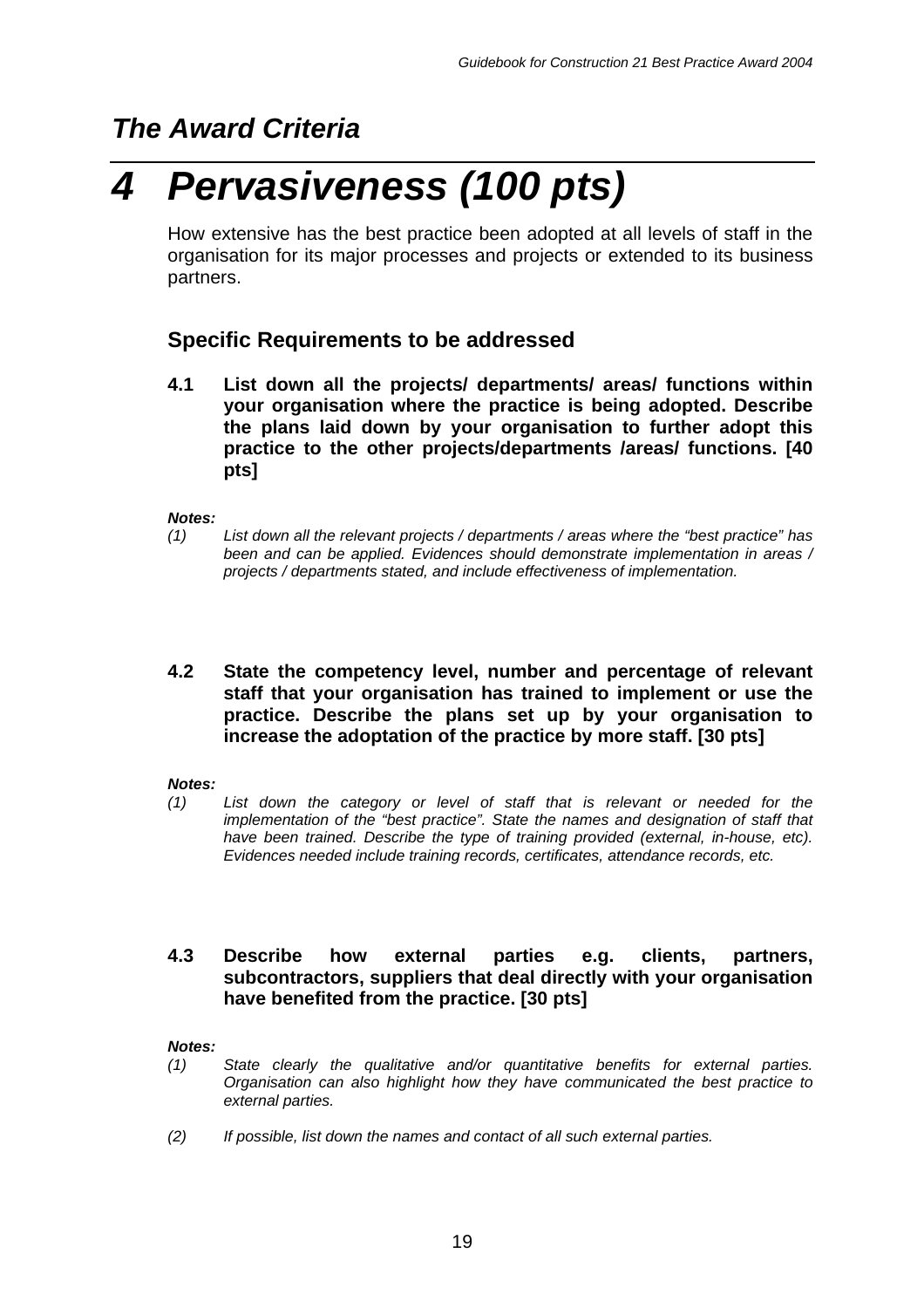## *The Award Criteria*

# *4 Pervasiveness (100 pts)*

How extensive has the best practice been adopted at all levels of staff in the organisation for its major processes and projects or extended to its business partners.

### Specific Requirements to be addressed

**4.1 List down all the projects/ departments/ areas/ functions within your organisation where the practice is being adopted. Describe the plans laid down by your organisation to further adopt this practice to the other projects/departments /areas/ functions. [40 pts]**

***Notes:***

*(1) List down all the relevant projects / departments / areas where the "best practice" has been and can be applied. Evidences should demonstrate implementation in areas / projects / departments stated, and include effectiveness of implementation.*

**4.2 State the competency level, number and percentage of relevant staff that your organisation has trained to implement or use the practice. Describe the plans set up by your organisation to increase the adoptation of the practice by more staff. [30 pts]**

***Notes:***

*(1) List down the category or level of staff that is relevant or needed for the implementation of the "best practice". State the names and designation of staff that have been trained. Describe the type of training provided (external, in-house, etc). Evidences needed include training records, certificates, attendance records, etc.*

**4.3 Describe how external parties e.g. clients, partners, subcontractors, suppliers that deal directly with your organisation have benefited from the practice. [30 pts]**

***Notes:***

*(1) State clearly the qualitative and/or quantitative benefits for external parties. Organisation can also highlight how they have communicated the best practice to external parties.*

*(2) If possible, list down the names and contact of all such external parties.*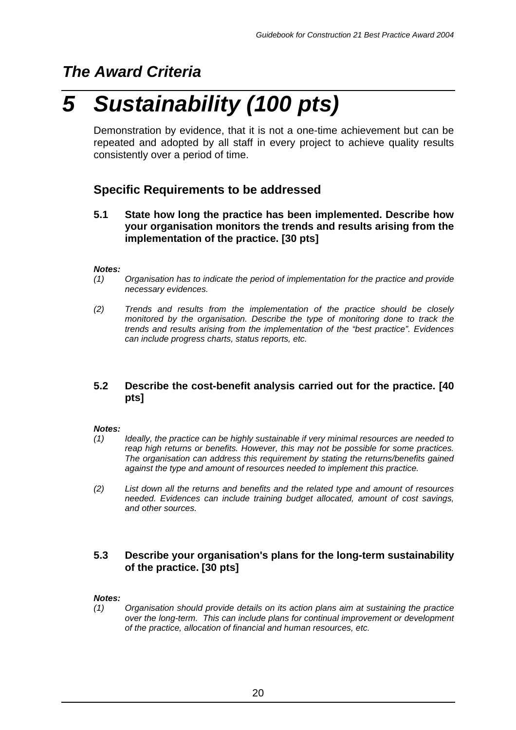## *The Award Criteria*

# *5 Sustainability (100 pts)*

Demonstration by evidence, that it is not a one-time achievement but can be repeated and adopted by all staff in every project to achieve quality results consistently over a period of time.

### Specific Requirements to be addressed

**5.1 State how long the practice has been implemented. Describe how your organisation monitors the trends and results arising from the implementation of the practice. [30 pts]**

***Notes:***

*(1) Organisation has to indicate the period of implementation for the practice and provide necessary evidences.*

*(2) Trends and results from the implementation of the practice should be closely monitored by the organisation. Describe the type of monitoring done to track the trends and results arising from the implementation of the "best practice". Evidences can include progress charts, status reports, etc.*

**5.2 Describe the cost-benefit analysis carried out for the practice. [40 pts]**

***Notes:***

*(1) Ideally, the practice can be highly sustainable if very minimal resources are needed to reap high returns or benefits. However, this may not be possible for some practices. The organisation can address this requirement by stating the returns/benefits gained against the type and amount of resources needed to implement this practice.*

*(2) List down all the returns and benefits and the related type and amount of resources needed. Evidences can include training budget allocated, amount of cost savings, and other sources.*

**5.3 Describe your organisation's plans for the long-term sustainability of the practice. [30 pts]**

***Notes:***

*(1) Organisation should provide details on its action plans aim at sustaining the practice over the long-term. This can include plans for continual improvement or development of the practice, allocation of financial and human resources, etc.*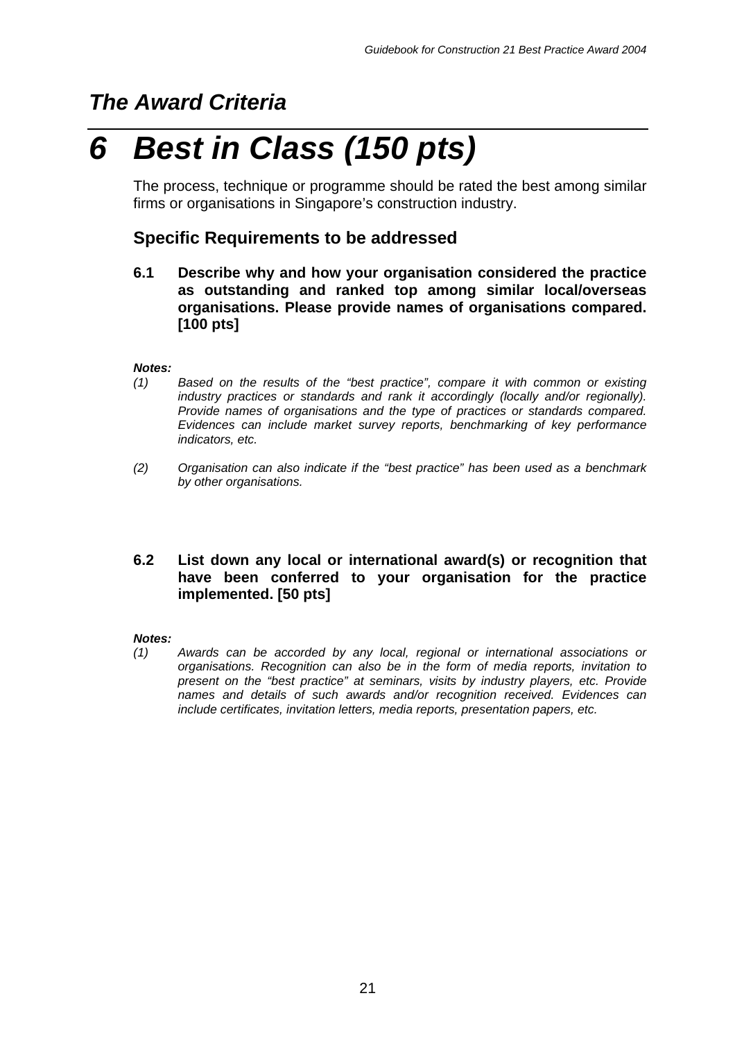## *The Award Criteria*

# *6 Best in Class (150 pts)*

The process, technique or programme should be rated the best among similar firms or organisations in Singapore's construction industry.

### Specific Requirements to be addressed

**6.1 Describe why and how your organisation considered the practice as outstanding and ranked top among similar local/overseas organisations. Please provide names of organisations compared. [100 pts]**

***Notes:***

*(1) Based on the results of the "best practice", compare it with common or existing industry practices or standards and rank it accordingly (locally and/or regionally). Provide names of organisations and the type of practices or standards compared. Evidences can include market survey reports, benchmarking of key performance indicators, etc.*

*(2) Organisation can also indicate if the "best practice" has been used as a benchmark by other organisations.*

**6.2 List down any local or international award(s) or recognition that have been conferred to your organisation for the practice implemented. [50 pts]**

***Notes:***

*(1) Awards can be accorded by any local, regional or international associations or organisations. Recognition can also be in the form of media reports, invitation to present on the "best practice" at seminars, visits by industry players, etc. Provide names and details of such awards and/or recognition received. Evidences can include certificates, invitation letters, media reports, presentation papers, etc.*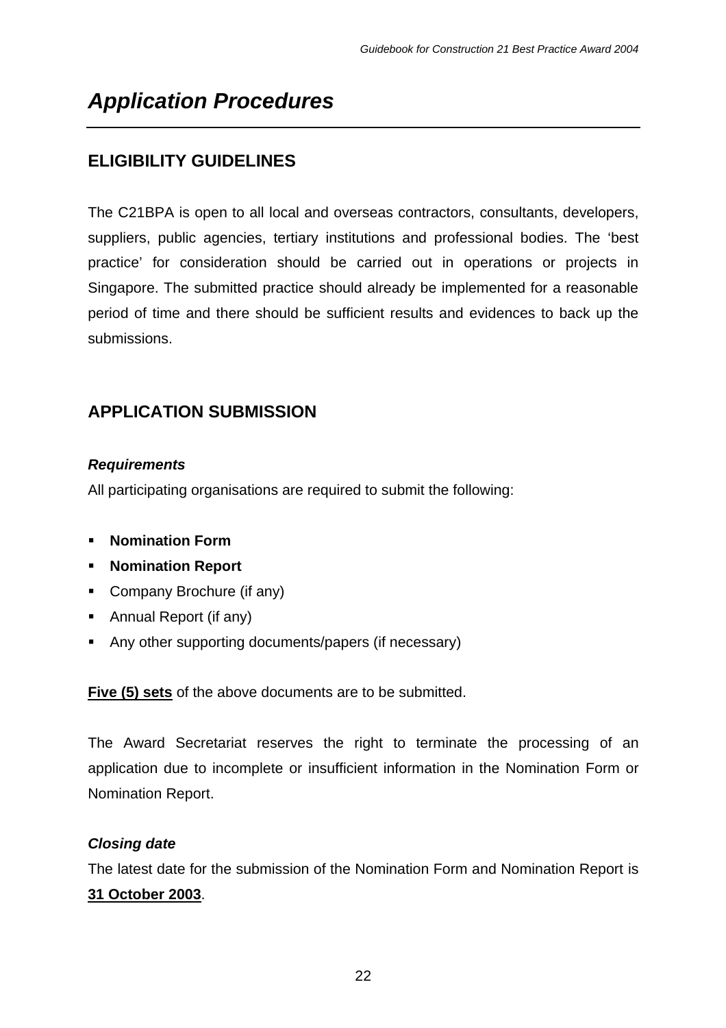# *Application Procedures*

## ELIGIBILITY GUIDELINES

The C21BPA is open to all local and overseas contractors, consultants, developers, suppliers, public agencies, tertiary institutions and professional bodies. The 'best practice' for consideration should be carried out in operations or projects in Singapore. The submitted practice should already be implemented for a reasonable period of time and there should be sufficient results and evidences to back up the submissions.

## APPLICATION SUBMISSION

***Requirements***

All participating organisations are required to submit the following:

- **Nomination Form**
- **Nomination Report**
- Company Brochure (if any)
- Annual Report (if any)
- Any other supporting documents/papers (if necessary)

<u>**Five (5) sets**</u> of the above documents are to be submitted.

The Award Secretariat reserves the right to terminate the processing of an application due to incomplete or insufficient information in the Nomination Form or Nomination Report.

***Closing date***

The latest date for the submission of the Nomination Form and Nomination Report is <u>**31 October 2003**</u>.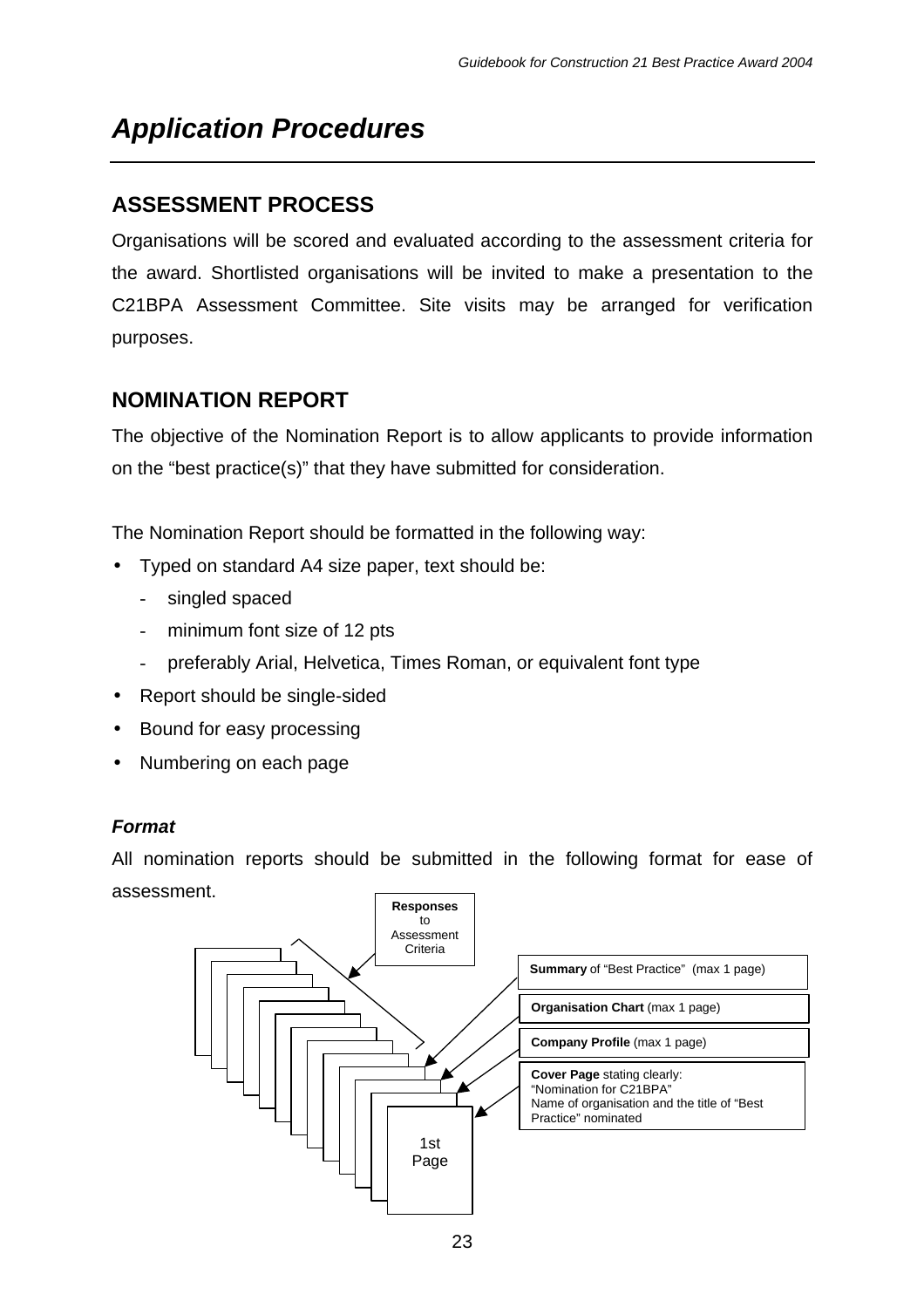# *Application Procedures*

## ASSESSMENT PROCESS

Organisations will be scored and evaluated according to the assessment criteria for the award. Shortlisted organisations will be invited to make a presentation to the C21BPA Assessment Committee. Site visits may be arranged for verification purposes.

## NOMINATION REPORT

The objective of the Nomination Report is to allow applicants to provide information on the "best practice(s)" that they have submitted for consideration.

The Nomination Report should be formatted in the following way:

- Typed on standard A4 size paper, text should be:
  - singled spaced
  - minimum font size of 12 pts
  - preferably Arial, Helvetica, Times Roman, or equivalent font type
- Report should be single-sided
- Bound for easy processing
- Numbering on each page

### *Format*

All nomination reports should be submitted in the following format for ease of assessment.

**Responses** to Assessment Criteria

**Summary** of "Best Practice" (max 1 page)

**Organisation Chart** (max 1 page)

**Company Profile** (max 1 page)

**Cover Page** stating clearly:
"Nomination for C21BPA"
Name of organisation and the title of "Best Practice" nominated

1st Page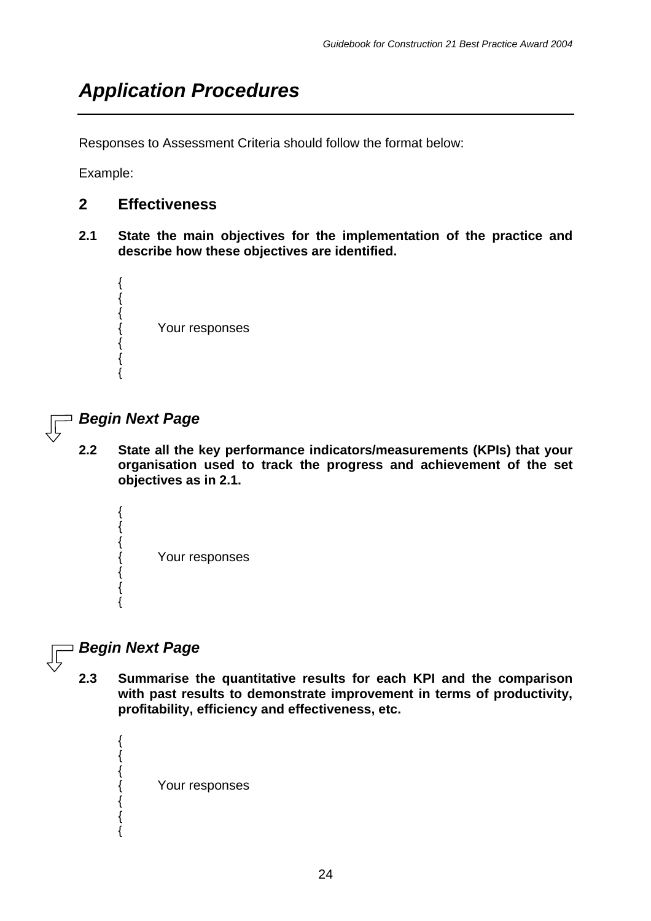# *Application Procedures*

Responses to Assessment Criteria should follow the format below:

Example:

## 2 Effectiveness

**2.1 State the main objectives for the implementation of the practice and describe how these objectives are identified.**

{
{
{
{ Your responses
{
{
{

***Begin Next Page***

**2.2 State all the key performance indicators/measurements (KPIs) that your organisation used to track the progress and achievement of the set objectives as in 2.1.**

{
{
{
{ Your responses
{
{
{

***Begin Next Page***

**2.3 Summarise the quantitative results for each KPI and the comparison with past results to demonstrate improvement in terms of productivity, profitability, efficiency and effectiveness, etc.**

{
{
{
{ Your responses
{
{
{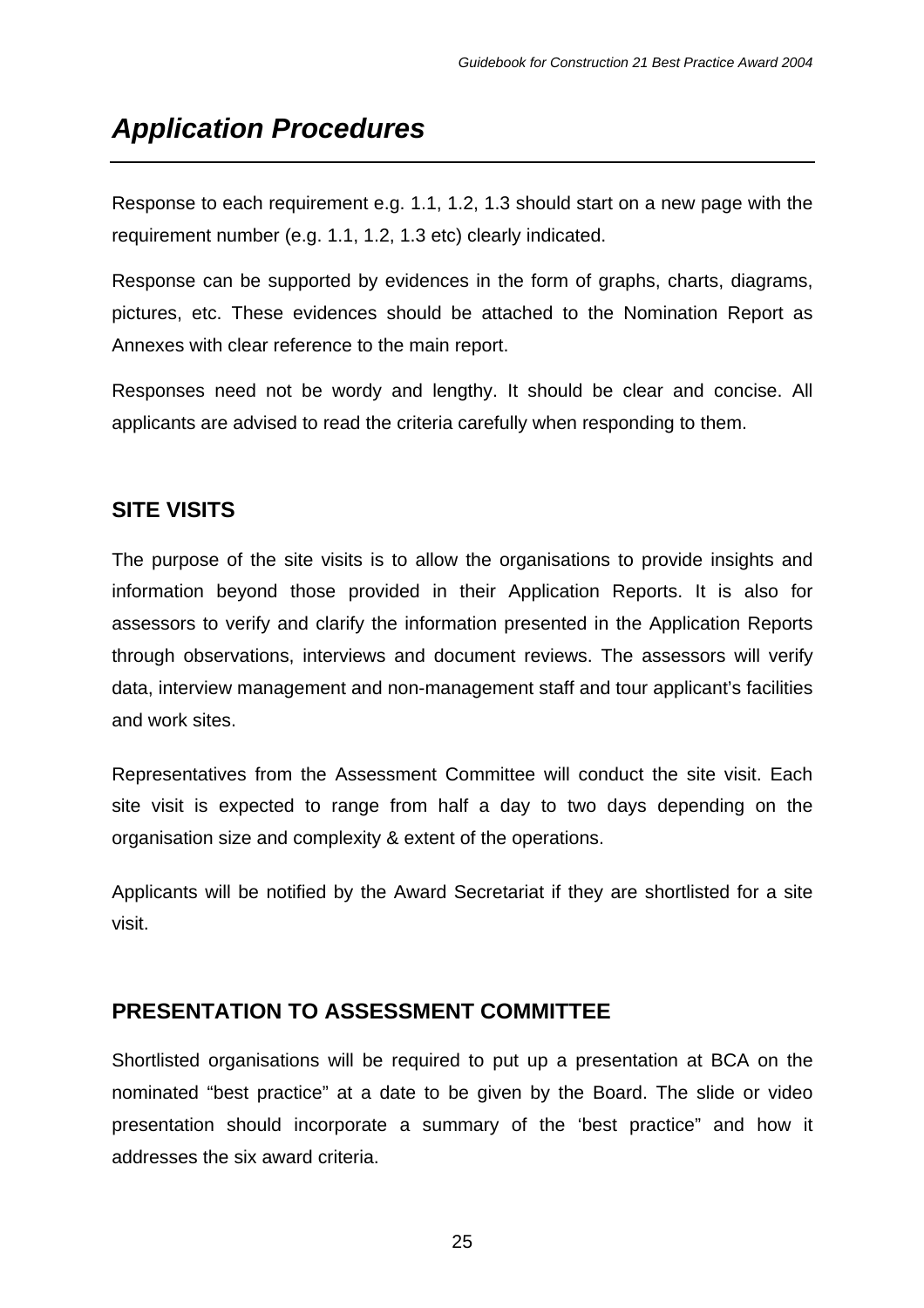## *Application Procedures*

Response to each requirement e.g. 1.1, 1.2, 1.3 should start on a new page with the requirement number (e.g. 1.1, 1.2, 1.3 etc) clearly indicated.

Response can be supported by evidences in the form of graphs, charts, diagrams, pictures, etc. These evidences should be attached to the Nomination Report as Annexes with clear reference to the main report.

Responses need not be wordy and lengthy. It should be clear and concise. All applicants are advised to read the criteria carefully when responding to them.

### SITE VISITS

The purpose of the site visits is to allow the organisations to provide insights and information beyond those provided in their Application Reports. It is also for assessors to verify and clarify the information presented in the Application Reports through observations, interviews and document reviews. The assessors will verify data, interview management and non-management staff and tour applicant's facilities and work sites.

Representatives from the Assessment Committee will conduct the site visit. Each site visit is expected to range from half a day to two days depending on the organisation size and complexity & extent of the operations.

Applicants will be notified by the Award Secretariat if they are shortlisted for a site visit.

### PRESENTATION TO ASSESSMENT COMMITTEE

Shortlisted organisations will be required to put up a presentation at BCA on the nominated "best practice" at a date to be given by the Board. The slide or video presentation should incorporate a summary of the 'best practice" and how it addresses the six award criteria.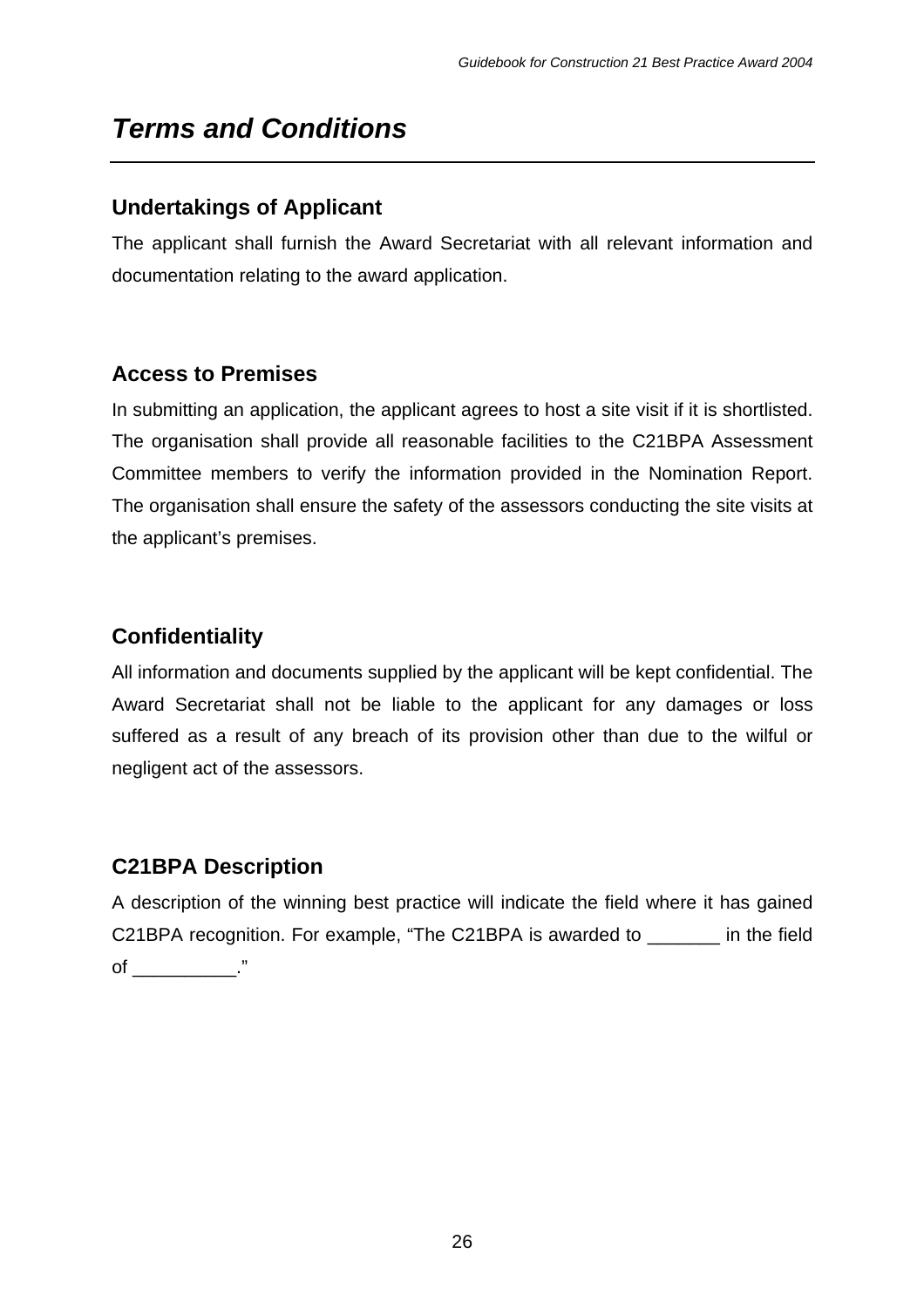# *Terms and Conditions*

## Undertakings of Applicant

The applicant shall furnish the Award Secretariat with all relevant information and documentation relating to the award application.

## Access to Premises

In submitting an application, the applicant agrees to host a site visit if it is shortlisted. The organisation shall provide all reasonable facilities to the C21BPA Assessment Committee members to verify the information provided in the Nomination Report. The organisation shall ensure the safety of the assessors conducting the site visits at the applicant's premises.

## Confidentiality

All information and documents supplied by the applicant will be kept confidential. The Award Secretariat shall not be liable to the applicant for any damages or loss suffered as a result of any breach of its provision other than due to the wilful or negligent act of the assessors.

## C21BPA Description

A description of the winning best practice will indicate the field where it has gained C21BPA recognition. For example, "The C21BPA is awarded to _______ in the field of __________."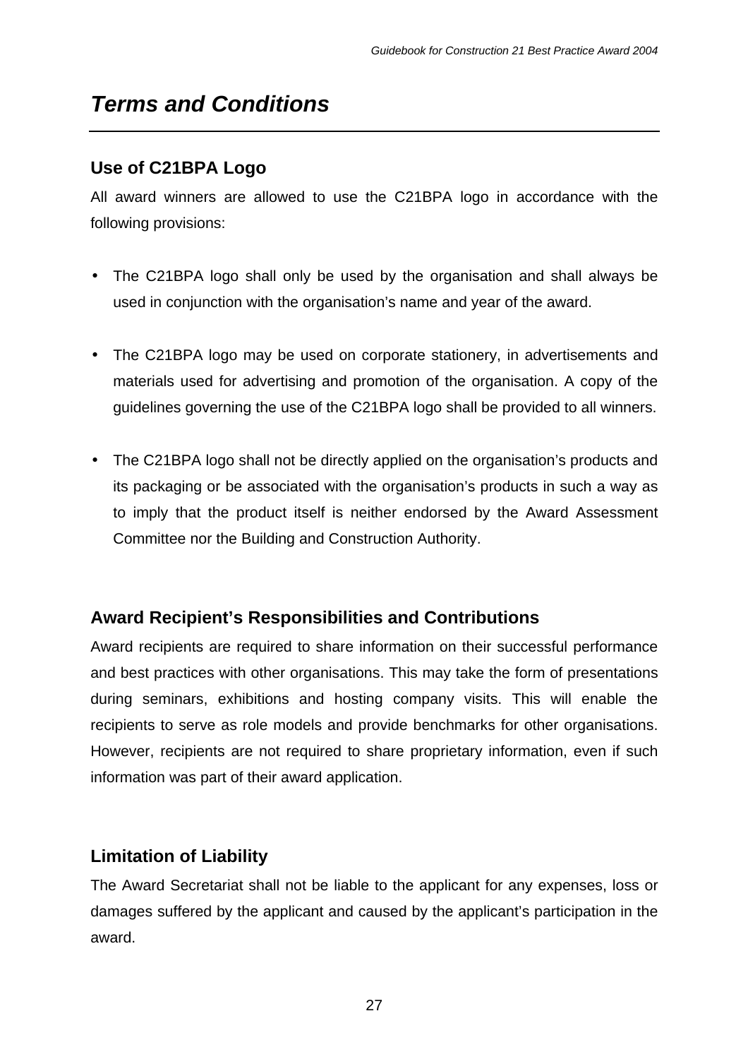# *Terms and Conditions*

## Use of C21BPA Logo

All award winners are allowed to use the C21BPA logo in accordance with the following provisions:

- The C21BPA logo shall only be used by the organisation and shall always be used in conjunction with the organisation's name and year of the award.
- The C21BPA logo may be used on corporate stationery, in advertisements and materials used for advertising and promotion of the organisation. A copy of the guidelines governing the use of the C21BPA logo shall be provided to all winners.
- The C21BPA logo shall not be directly applied on the organisation's products and its packaging or be associated with the organisation's products in such a way as to imply that the product itself is neither endorsed by the Award Assessment Committee nor the Building and Construction Authority.

## Award Recipient's Responsibilities and Contributions

Award recipients are required to share information on their successful performance and best practices with other organisations. This may take the form of presentations during seminars, exhibitions and hosting company visits. This will enable the recipients to serve as role models and provide benchmarks for other organisations. However, recipients are not required to share proprietary information, even if such information was part of their award application.

## Limitation of Liability

The Award Secretariat shall not be liable to the applicant for any expenses, loss or damages suffered by the applicant and caused by the applicant's participation in the award.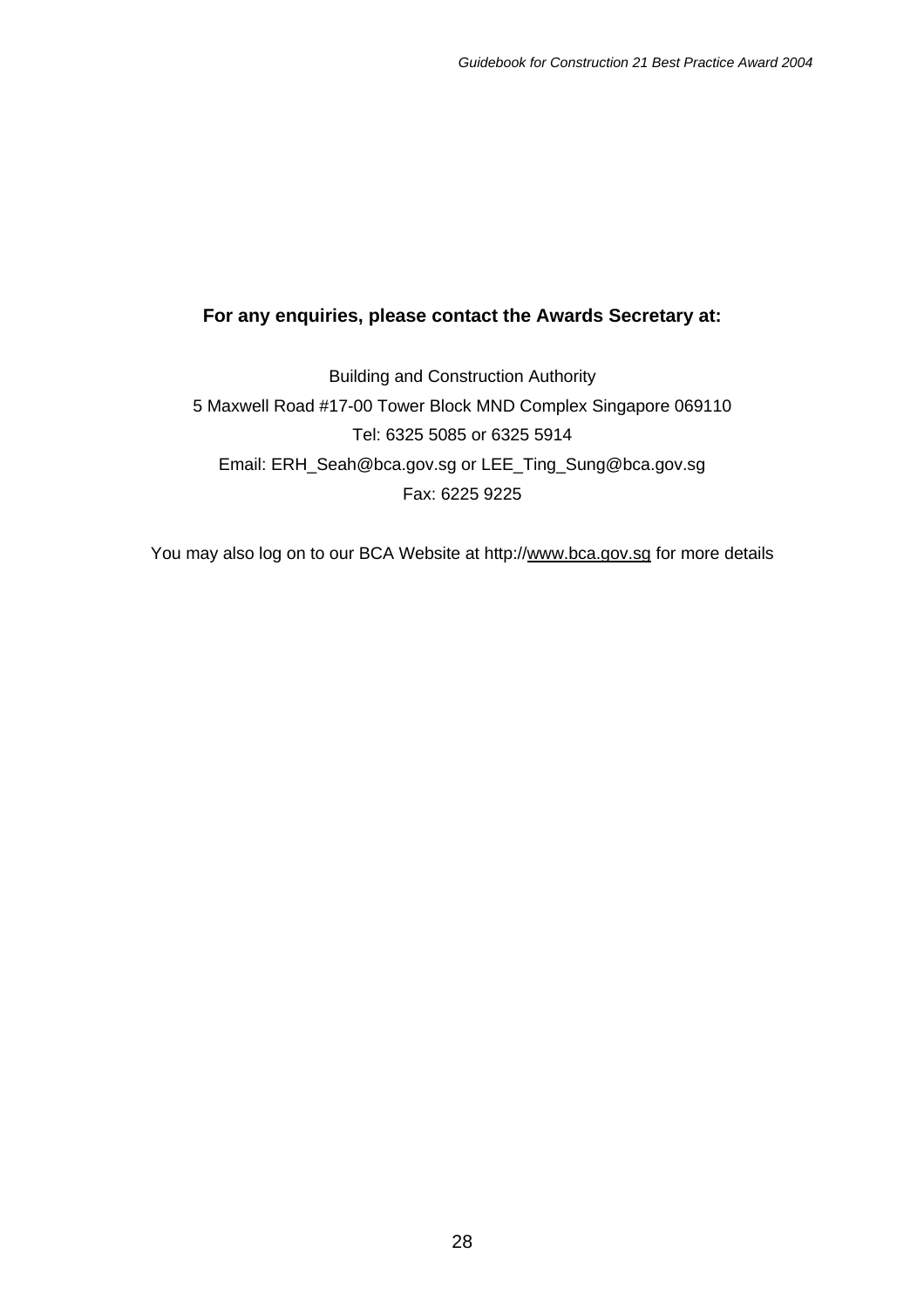**For any enquiries, please contact the Awards Secretary at:**

Building and Construction Authority

5 Maxwell Road #17-00 Tower Block MND Complex Singapore 069110

Tel: 6325 5085 or 6325 5914

Email: ERH_Seah@bca.gov.sg or LEE_Ting_Sung@bca.gov.sg

Fax: 6225 9225

You may also log on to our BCA Website at http://www.bca.gov.sg for more details